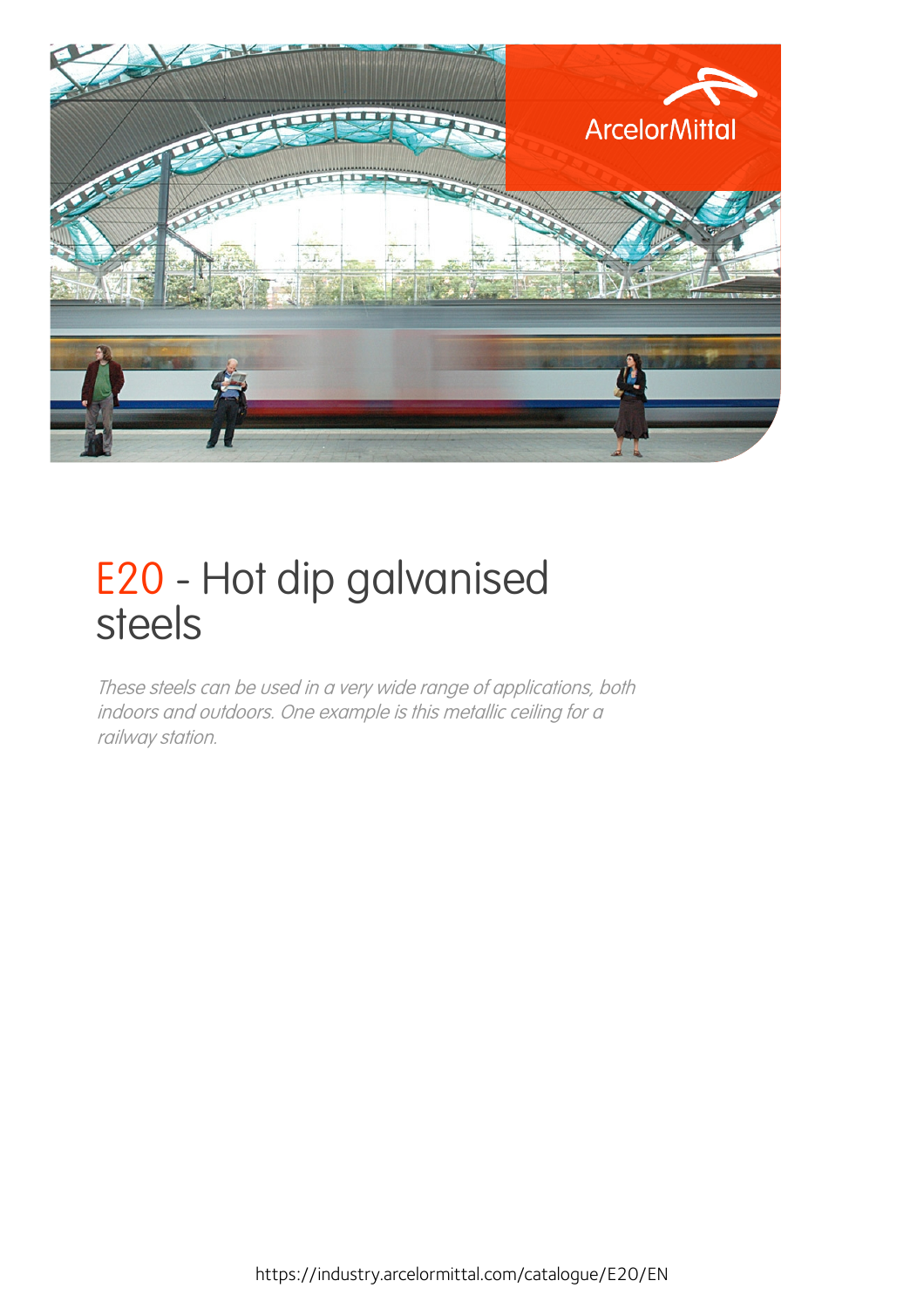# E20 - Hot dip galvanised steels

*These steels can be used in a very wide range of applications, both indoors and outdoors. One example is this metallic ceiling for a railway station.*

https://industry.arcelormittal.com/catalogue/E20/EN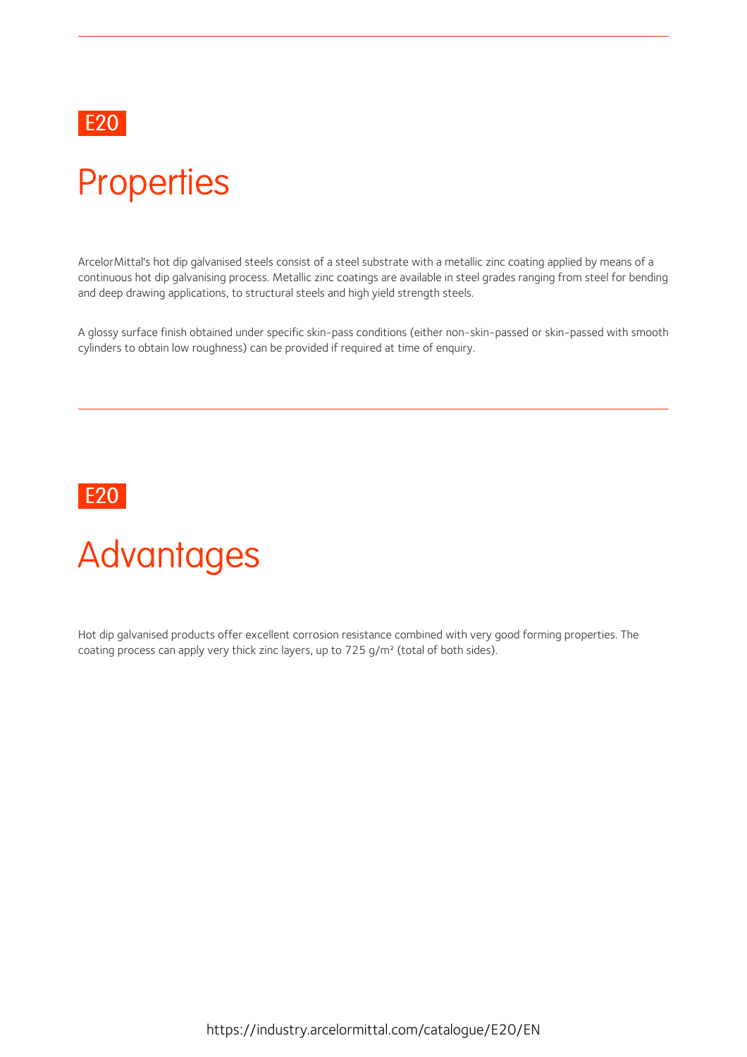E20

# Properties

ArcelorMittal's hot dip galvanised steels consist of a steel substrate with a metallic zinc coating applied by means of a continuous hot dip galvanising process. Metallic zinc coatings are available in steel grades ranging from steel for bending and deep drawing applications, to structural steels and high yield strength steels.

A glossy surface finish obtained under specific skin-pass conditions (either non-skin-passed or skin-passed with smooth cylinders to obtain low roughness) can be provided if required at time of enquiry.

E20

# Advantages

Hot dip galvanised products offer excellent corrosion resistance combined with very good forming properties. The coating process can apply very thick zinc layers, up to 725 g/m² (total of both sides).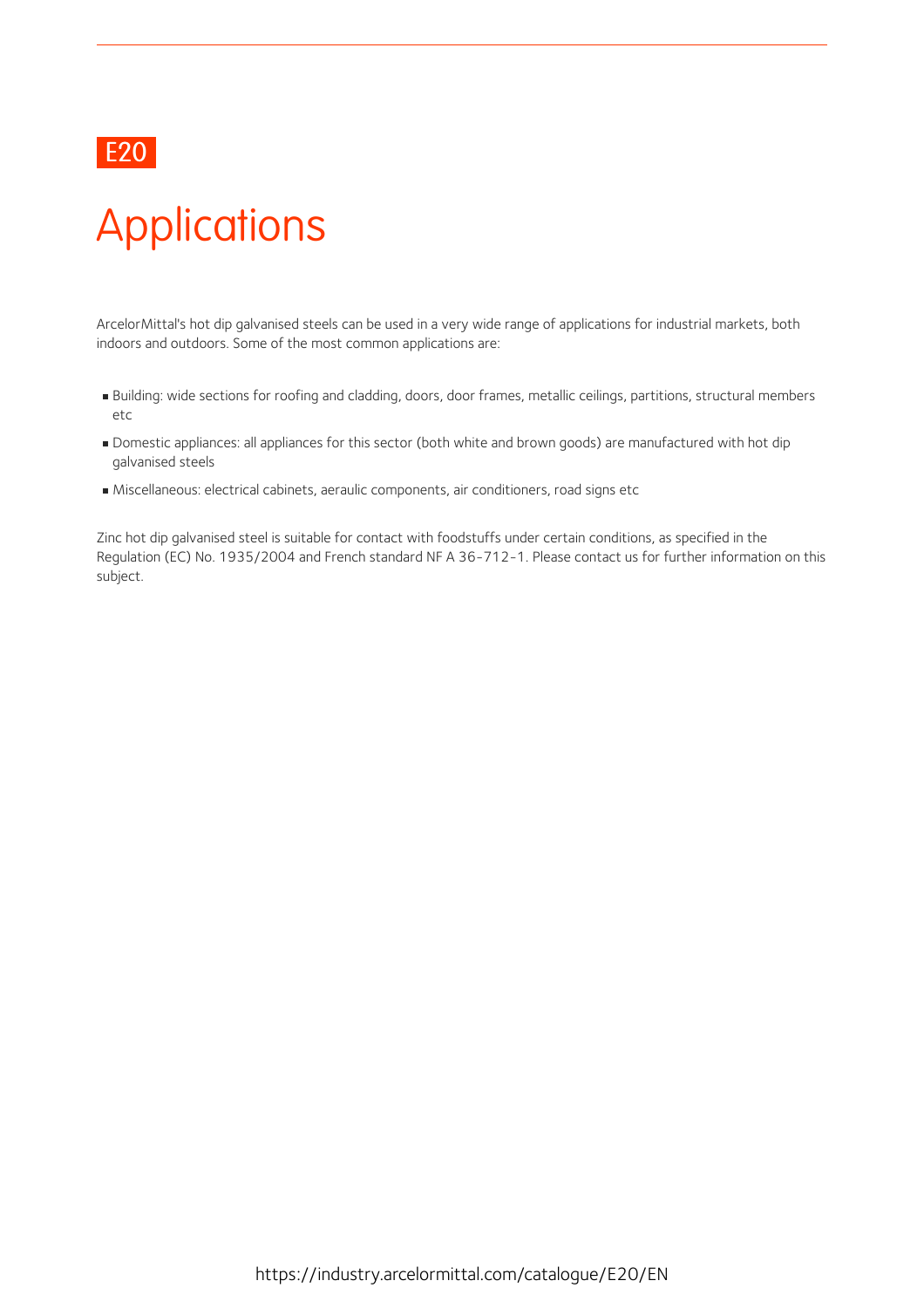E20

# Applications

ArcelorMittal's hot dip galvanised steels can be used in a very wide range of applications for industrial markets, both indoors and outdoors. Some of the most common applications are:

- Building: wide sections for roofing and cladding, doors, door frames, metallic ceilings, partitions, structural members etc
- Domestic appliances: all appliances for this sector (both white and brown goods) are manufactured with hot dip galvanised steels
- Miscellaneous: electrical cabinets, aeraulic components, air conditioners, road signs etc

Zinc hot dip galvanised steel is suitable for contact with foodstuffs under certain conditions, as specified in the Regulation (EC) No. 1935/2004 and French standard NF A 36-712-1. Please contact us for further information on this subject.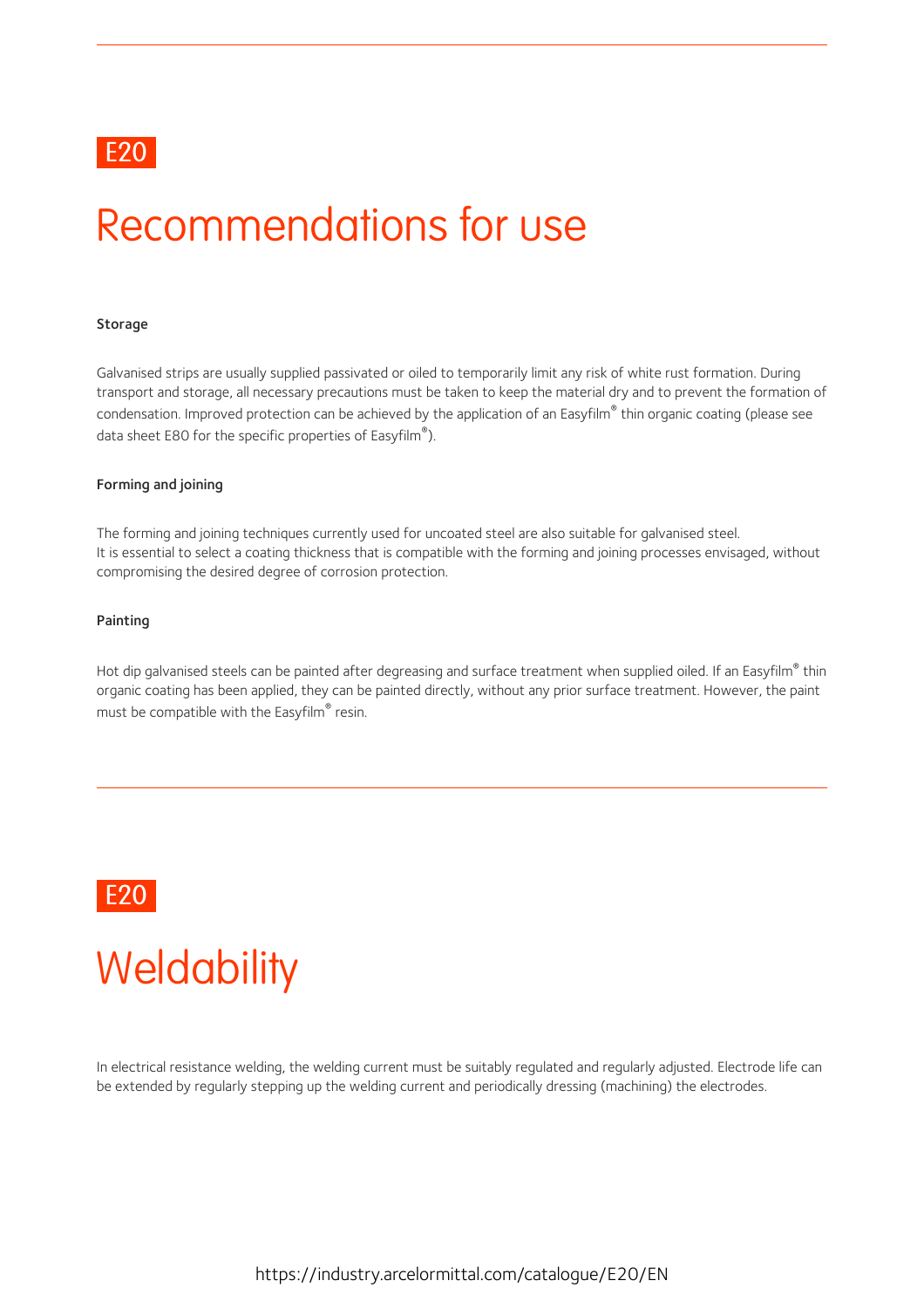E20

# Recommendations for use

**Storage**

Galvanised strips are usually supplied passivated or oiled to temporarily limit any risk of white rust formation. During transport and storage, all necessary precautions must be taken to keep the material dry and to prevent the formation of condensation. Improved protection can be achieved by the application of an Easyfilm® thin organic coating (please see data sheet E80 for the specific properties of Easyfilm®).

**Forming and joining**

The forming and joining techniques currently used for uncoated steel are also suitable for galvanised steel.
It is essential to select a coating thickness that is compatible with the forming and joining processes envisaged, without compromising the desired degree of corrosion protection.

**Painting**

Hot dip galvanised steels can be painted after degreasing and surface treatment when supplied oiled. If an Easyfilm® thin organic coating has been applied, they can be painted directly, without any prior surface treatment. However, the paint must be compatible with the Easyfilm® resin.

E20

# Weldability

In electrical resistance welding, the welding current must be suitably regulated and regularly adjusted. Electrode life can be extended by regularly stepping up the welding current and periodically dressing (machining) the electrodes.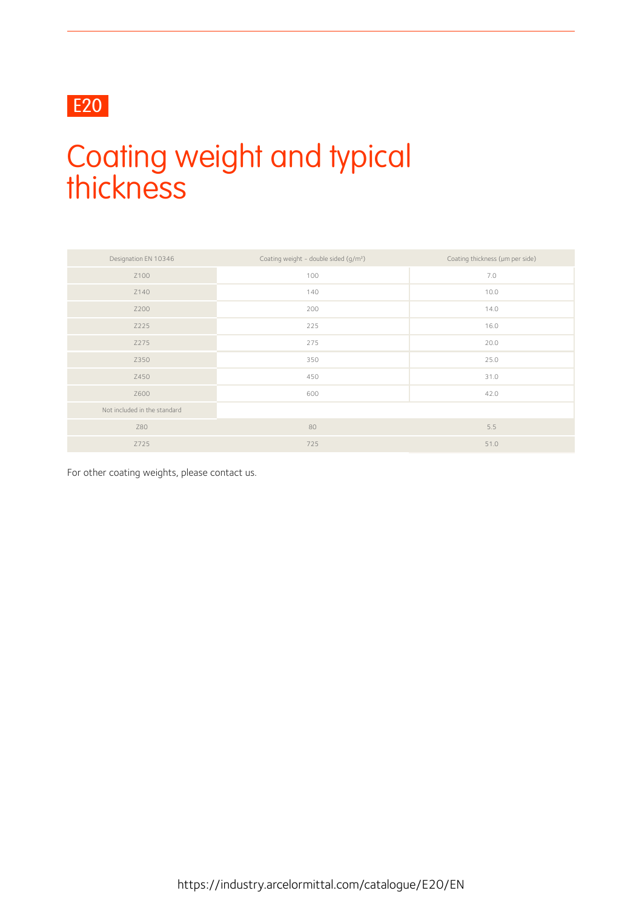E20

# Coating weight and typical thickness

| Designation EN 10346 | Coating weight - double sided (g/m²) | Coating thickness (µm per side) |
| --- | --- | --- |
| Z100 | 100 | 7.0 |
| Z140 | 140 | 10.0 |
| Z200 | 200 | 14.0 |
| Z225 | 225 | 16.0 |
| Z275 | 275 | 20.0 |
| Z350 | 350 | 25.0 |
| Z450 | 450 | 31.0 |
| Z600 | 600 | 42.0 |
| Not included in the standard | | |
| Z80 | 80 | 5.5 |
| Z725 | 725 | 51.0 |

For other coating weights, please contact us.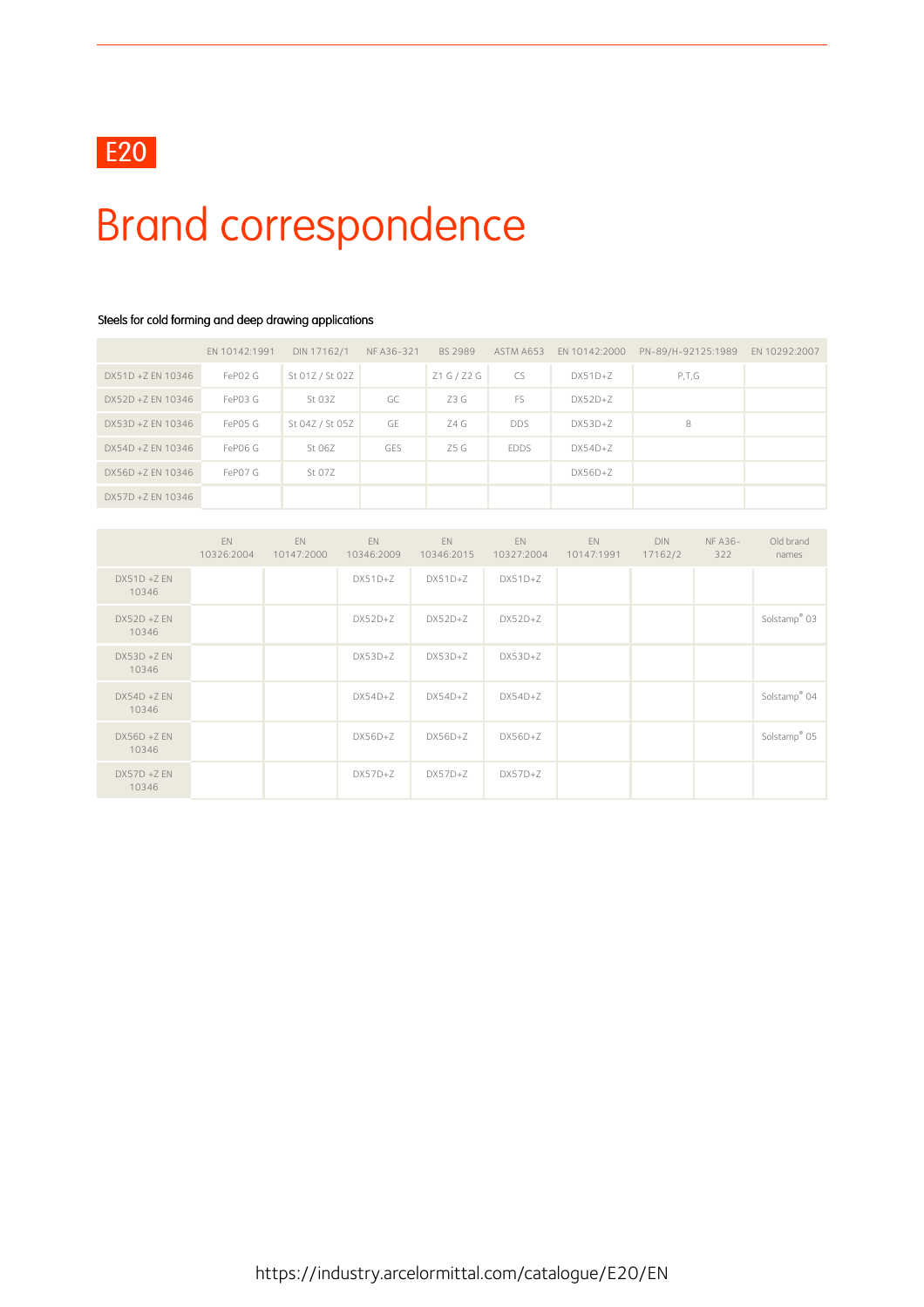E20

# Brand correspondence

#### Steels for cold forming and deep drawing applications

| | EN 10142:1991 | DIN 17162/1 | NF A36-321 | BS 2989 | ASTM A653 | EN 10142:2000 | PN-89/H-92125:1989 | EN 10292:2007 |
|---|---|---|---|---|---|---|---|---|
| DX51D +Z EN 10346 | FeP02 G | St 01Z / St 02Z | | Z1 G / Z2 G | CS | DX51D+Z | P,T,G | |
| DX52D +Z EN 10346 | FeP03 G | St 03Z | GC | Z3 G | FS | DX52D+Z | | |
| DX53D +Z EN 10346 | FeP05 G | St 04Z / St 05Z | GE | Z4 G | DDS | DX53D+Z | B | |
| DX54D +Z EN 10346 | FeP06 G | St 06Z | GES | Z5 G | EDDS | DX54D+Z | | |
| DX56D +Z EN 10346 | FeP07 G | St 07Z | | | | DX56D+Z | | |
| DX57D +Z EN 10346 | | | | | | | | |

| | EN 10326:2004 | EN 10147:2000 | EN 10346:2009 | EN 10346:2015 | EN 10327:2004 | EN 10147:1991 | DIN 17162/2 | NF A36-322 | Old brand names |
|---|---|---|---|---|---|---|---|---|---|
| DX51D +Z EN 10346 | | | DX51D+Z | DX51D+Z | DX51D+Z | | | | |
| DX52D +Z EN 10346 | | | DX52D+Z | DX52D+Z | DX52D+Z | | | | Solstamp® 03 |
| DX53D +Z EN 10346 | | | DX53D+Z | DX53D+Z | DX53D+Z | | | | |
| DX54D +Z EN 10346 | | | DX54D+Z | DX54D+Z | DX54D+Z | | | | Solstamp® 04 |
| DX56D +Z EN 10346 | | | DX56D+Z | DX56D+Z | DX56D+Z | | | | Solstamp® 05 |
| DX57D +Z EN 10346 | | | DX57D+Z | DX57D+Z | DX57D+Z | | | | |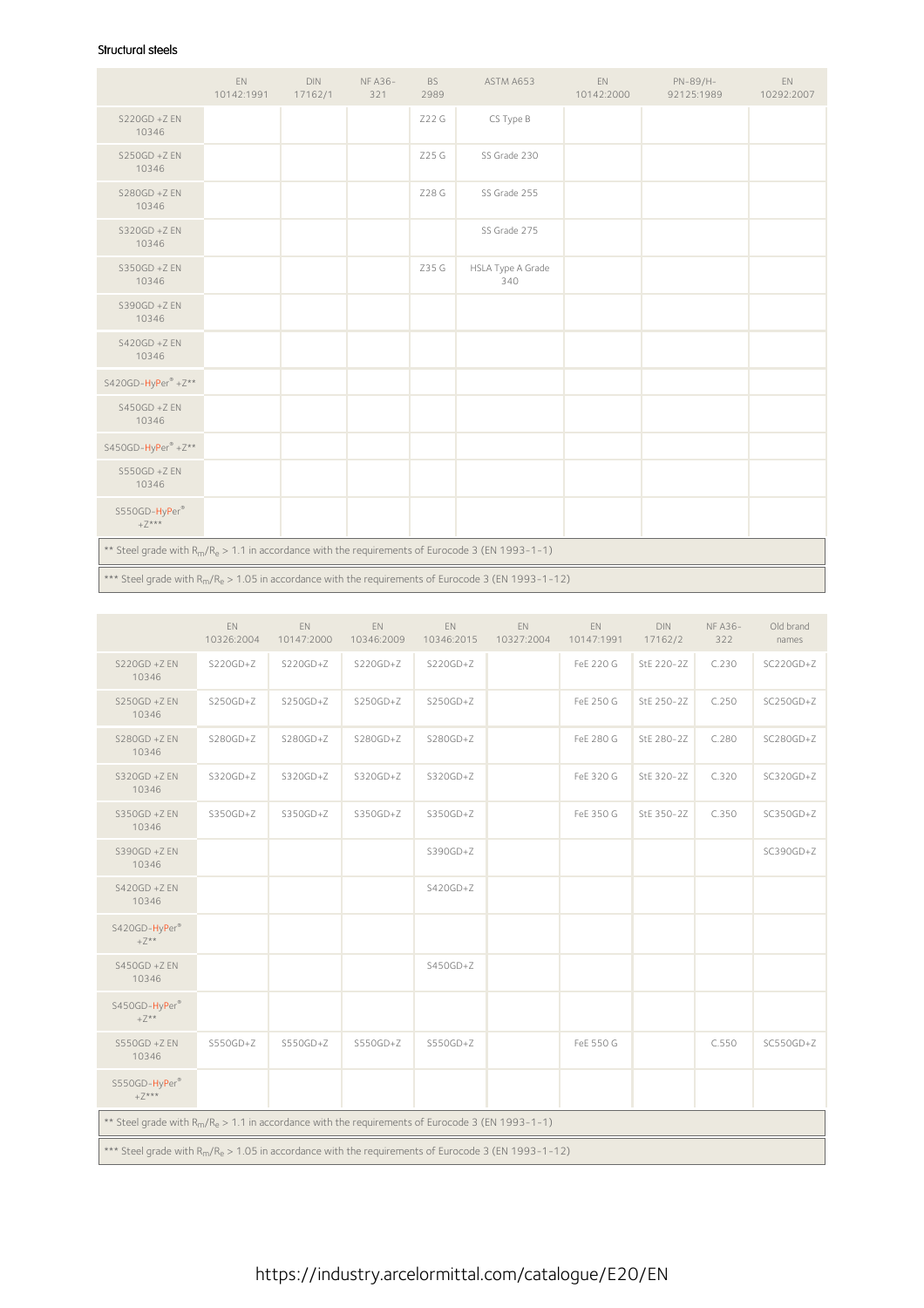Structural steels

| | EN 10142:1991 | DIN 17162/1 | NF A36-321 | BS 2989 | ASTM A653 | EN 10142:2000 | PN-89/H-92125:1989 | EN 10292:2007 |
|---|---|---|---|---|---|---|---|---|
| S220GD +Z EN 10346 | | | | Z22 G | CS Type B | | | |
| S250GD +Z EN 10346 | | | | Z25 G | SS Grade 230 | | | |
| S280GD +Z EN 10346 | | | | Z28 G | SS Grade 255 | | | |
| S320GD +Z EN 10346 | | | | | SS Grade 275 | | | |
| S350GD +Z EN 10346 | | | | Z35 G | HSLA Type A Grade 340 | | | |
| S390GD +Z EN 10346 | | | | | | | | |
| S420GD +Z EN 10346 | | | | | | | | |
| S420GD-HyPer® +Z** | | | | | | | | |
| S450GD +Z EN 10346 | | | | | | | | |
| S450GD-HyPer® +Z** | | | | | | | | |
| S550GD +Z EN 10346 | | | | | | | | |
| S550GD-HyPer® +Z*** | | | | | | | | |

** Steel grade with $R_m/R_e > 1.1$ in accordance with the requirements of Eurocode 3 (EN 1993-1-1)

*** Steel grade with $R_m/R_e > 1.05$ in accordance with the requirements of Eurocode 3 (EN 1993-1-12)

| | EN 10326:2004 | EN 10147:2000 | EN 10346:2009 | EN 10346:2015 | EN 10327:2004 | EN 10147:1991 | DIN 17162/2 | NF A36-322 | Old brand names |
|---|---|---|---|---|---|---|---|---|---|
| S220GD +Z EN 10346 | S220GD+Z | S220GD+Z | S220GD+Z | S220GD+Z | | FeE 220 G | StE 220-2Z | C.230 | SC220GD+Z |
| S250GD +Z EN 10346 | S250GD+Z | S250GD+Z | S250GD+Z | S250GD+Z | | FeE 250 G | StE 250-2Z | C.250 | SC250GD+Z |
| S280GD +Z EN 10346 | S280GD+Z | S280GD+Z | S280GD+Z | S280GD+Z | | FeE 280 G | StE 280-2Z | C.280 | SC280GD+Z |
| S320GD +Z EN 10346 | S320GD+Z | S320GD+Z | S320GD+Z | S320GD+Z | | FeE 320 G | StE 320-2Z | C.320 | SC320GD+Z |
| S350GD +Z EN 10346 | S350GD+Z | S350GD+Z | S350GD+Z | S350GD+Z | | FeE 350 G | StE 350-2Z | C.350 | SC350GD+Z |
| S390GD +Z EN 10346 | | | | S390GD+Z | | | | | SC390GD+Z |
| S420GD +Z EN 10346 | | | | S420GD+Z | | | | | |
| S420GD-HyPer® +Z** | | | | | | | | | |
| S450GD +Z EN 10346 | | | | S450GD+Z | | | | | |
| S450GD-HyPer® +Z** | | | | | | | | | |
| S550GD +Z EN 10346 | S550GD+Z | S550GD+Z | S550GD+Z | S550GD+Z | | FeE 550 G | | C.550 | SC550GD+Z |
| S550GD-HyPer® +Z*** | | | | | | | | | |

** Steel grade with $R_m/R_e > 1.1$ in accordance with the requirements of Eurocode 3 (EN 1993-1-1)

*** Steel grade with $R_m/R_e > 1.05$ in accordance with the requirements of Eurocode 3 (EN 1993-1-12)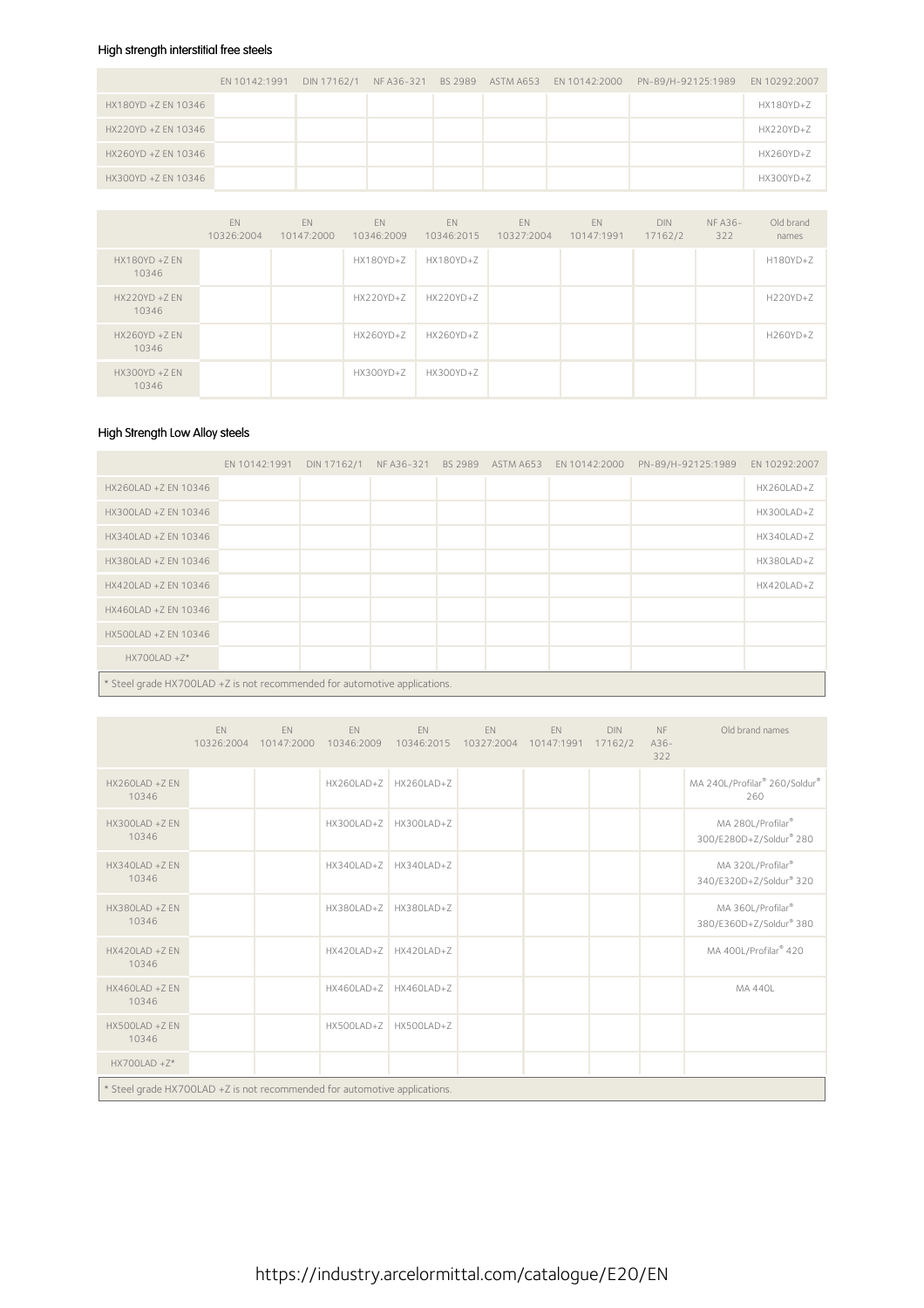### High strength interstitial free steels

| | EN 10142:1991 | DIN 17162/1 | NF A36-321 | BS 2989 | ASTM A653 | EN 10142:2000 | PN-89/H-92125:1989 | EN 10292:2007 |
|---|---|---|---|---|---|---|---|---|
| HX180YD +Z EN 10346 | | | | | | | | HX180YD+Z |
| HX220YD +Z EN 10346 | | | | | | | | HX220YD+Z |
| HX260YD +Z EN 10346 | | | | | | | | HX260YD+Z |
| HX300YD +Z EN 10346 | | | | | | | | HX300YD+Z |

| | EN 10326:2004 | EN 10147:2000 | EN 10346:2009 | EN 10346:2015 | EN 10327:2004 | EN 10147:1991 | DIN 17162/2 | NF A36-322 | Old brand names |
|---|---|---|---|---|---|---|---|---|---|
| HX180YD +Z EN 10346 | | | HX180YD+Z | HX180YD+Z | | | | | H180YD+Z |
| HX220YD +Z EN 10346 | | | HX220YD+Z | HX220YD+Z | | | | | H220YD+Z |
| HX260YD +Z EN 10346 | | | HX260YD+Z | HX260YD+Z | | | | | H260YD+Z |
| HX300YD +Z EN 10346 | | | HX300YD+Z | HX300YD+Z | | | | | |

### High Strength Low Alloy steels

| | EN 10142:1991 | DIN 17162/1 | NF A36-321 | BS 2989 | ASTM A653 | EN 10142:2000 | PN-89/H-92125:1989 | EN 10292:2007 |
|---|---|---|---|---|---|---|---|---|
| HX260LAD +Z EN 10346 | | | | | | | | HX260LAD+Z |
| HX300LAD +Z EN 10346 | | | | | | | | HX300LAD+Z |
| HX340LAD +Z EN 10346 | | | | | | | | HX340LAD+Z |
| HX380LAD +Z EN 10346 | | | | | | | | HX380LAD+Z |
| HX420LAD +Z EN 10346 | | | | | | | | HX420LAD+Z |
| HX460LAD +Z EN 10346 | | | | | | | | |
| HX500LAD +Z EN 10346 | | | | | | | | |
| HX700LAD +Z* | | | | | | | | |

* Steel grade HX700LAD +Z is not recommended for automotive applications.

| | EN 10326:2004 | EN 10147:2000 | EN 10346:2009 | EN 10346:2015 | EN 10327:2004 | EN 10147:1991 | DIN 17162/2 | NF A36-322 | Old brand names |
|---|---|---|---|---|---|---|---|---|---|
| HX260LAD +Z EN 10346 | | | HX260LAD+Z | HX260LAD+Z | | | | | MA 240L/Profilar® 260/Soldur® 260 |
| HX300LAD +Z EN 10346 | | | HX300LAD+Z | HX300LAD+Z | | | | | MA 280L/Profilar® 300/E280D+Z/Soldur® 280 |
| HX340LAD +Z EN 10346 | | | HX340LAD+Z | HX340LAD+Z | | | | | MA 320L/Profilar® 340/E320D+Z/Soldur® 320 |
| HX380LAD +Z EN 10346 | | | HX380LAD+Z | HX380LAD+Z | | | | | MA 360L/Profilar® 380/E360D+Z/Soldur® 380 |
| HX420LAD +Z EN 10346 | | | HX420LAD+Z | HX420LAD+Z | | | | | MA 400L/Profilar® 420 |
| HX460LAD +Z EN 10346 | | | HX460LAD+Z | HX460LAD+Z | | | | | MA 440L |
| HX500LAD +Z EN 10346 | | | HX500LAD+Z | HX500LAD+Z | | | | | |
| HX700LAD +Z* | | | | | | | | | |

* Steel grade HX700LAD +Z is not recommended for automotive applications.

https://industry.arcelormittal.com/catalogue/E20/EN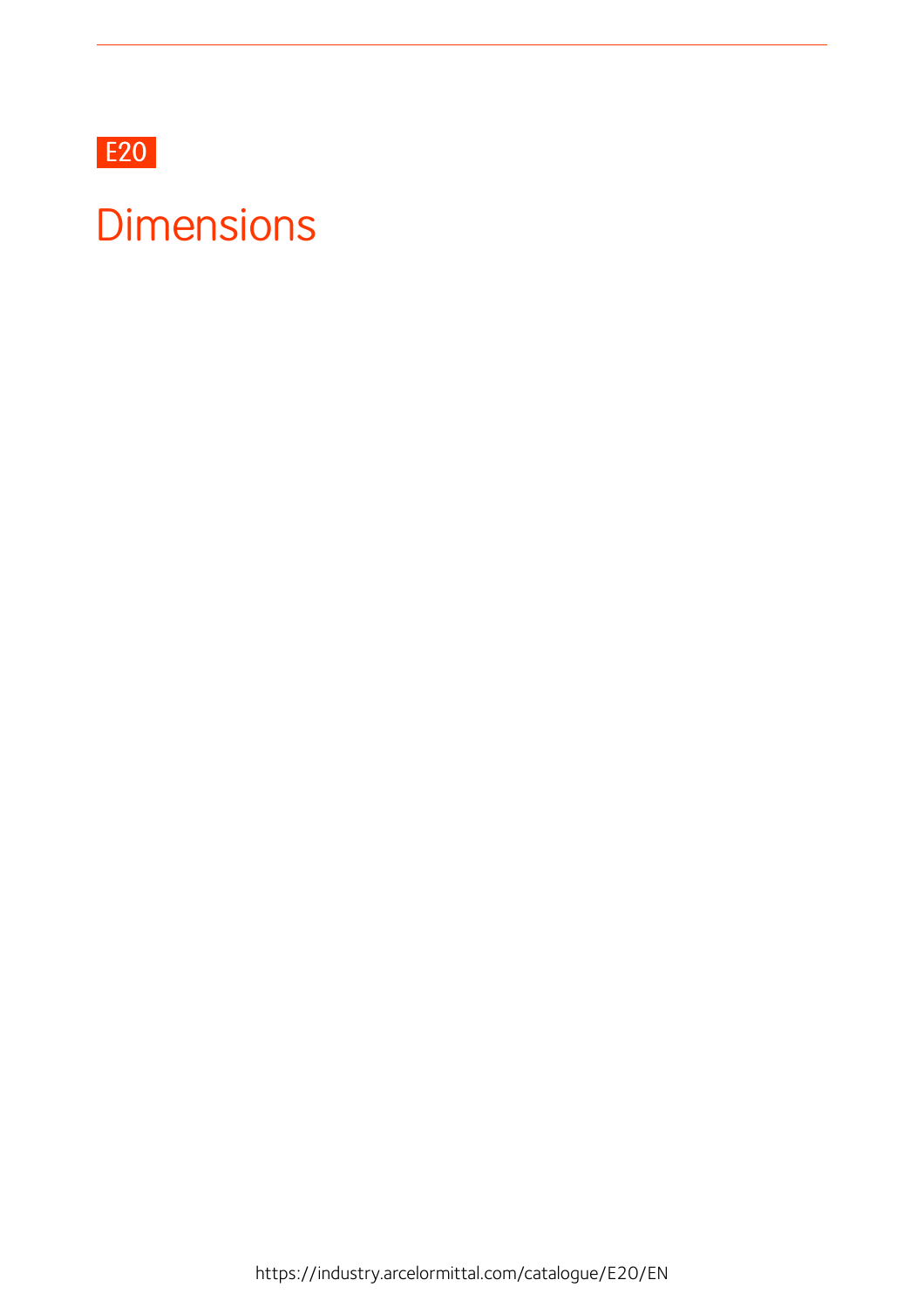E20

# Dimensions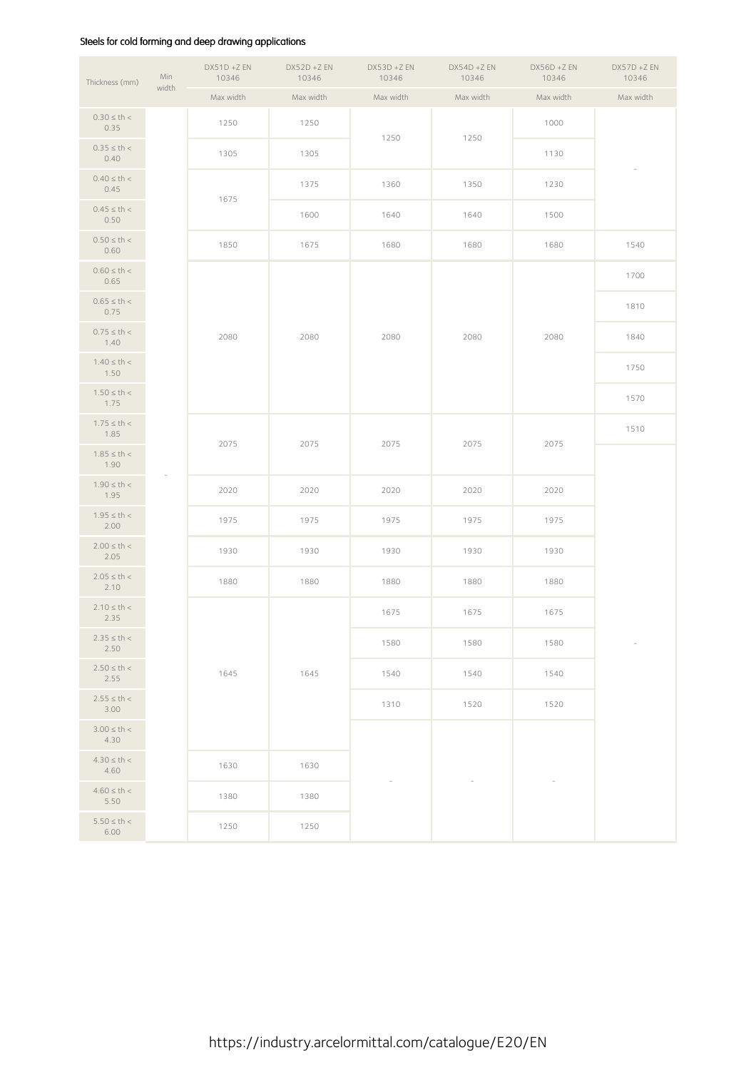Steels for cold forming and deep drawing applications

| Thickness (mm) | Min width | DX51D +Z EN 10346 | DX52D +Z EN 10346 | DX53D +Z EN 10346 | DX54D +Z EN 10346 | DX56D +Z EN 10346 | DX57D +Z EN 10346 |
|---|---|---|---|---|---|---|---|
| | | Max width | Max width | Max width | Max width | Max width | Max width |
| 0.30 ≤ th < 0.35 | - | 1250 | 1250 | 1250 | 1250 | 1000 | - |
| 0.35 ≤ th < 0.40 | - | 1305 | 1305 | 1250 | 1250 | 1130 | - |
| 0.40 ≤ th < 0.45 | - | 1675 | 1375 | 1360 | 1350 | 1230 | - |
| 0.45 ≤ th < 0.50 | - | 1675 | 1600 | 1640 | 1640 | 1500 | - |
| 0.50 ≤ th < 0.60 | - | 1850 | 1675 | 1680 | 1680 | 1680 | 1540 |
| 0.60 ≤ th < 0.65 | - | 2080 | 2080 | 2080 | 2080 | 2080 | 1700 |
| 0.65 ≤ th < 0.75 | - | 2080 | 2080 | 2080 | 2080 | 2080 | 1810 |
| 0.75 ≤ th < 1.40 | - | 2080 | 2080 | 2080 | 2080 | 2080 | 1840 |
| 1.40 ≤ th < 1.50 | - | 2080 | 2080 | 2080 | 2080 | 2080 | 1750 |
| 1.50 ≤ th < 1.75 | - | 2080 | 2080 | 2080 | 2080 | 2080 | 1570 |
| 1.75 ≤ th < 1.85 | - | 2075 | 2075 | 2075 | 2075 | 2075 | 1510 |
| 1.85 ≤ th < 1.90 | - | 2075 | 2075 | 2075 | 2075 | 2075 | - |
| 1.90 ≤ th < 1.95 | - | 2020 | 2020 | 2020 | 2020 | 2020 | - |
| 1.95 ≤ th < 2.00 | - | 1975 | 1975 | 1975 | 1975 | 1975 | - |
| 2.00 ≤ th < 2.05 | - | 1930 | 1930 | 1930 | 1930 | 1930 | - |
| 2.05 ≤ th < 2.10 | - | 1880 | 1880 | 1880 | 1880 | 1880 | - |
| 2.10 ≤ th < 2.35 | - | 1645 | 1645 | 1675 | 1675 | 1675 | - |
| 2.35 ≤ th < 2.50 | - | 1645 | 1645 | 1580 | 1580 | 1580 | - |
| 2.50 ≤ th < 2.55 | - | 1645 | 1645 | 1540 | 1540 | 1540 | - |
| 2.55 ≤ th < 3.00 | - | 1645 | 1645 | 1310 | 1520 | 1520 | - |
| 3.00 ≤ th < 4.30 | - | 1645 | 1645 | - | - | - | - |
| 4.30 ≤ th < 4.60 | - | 1630 | 1630 | - | - | - | - |
| 4.60 ≤ th < 5.50 | - | 1380 | 1380 | - | - | - | - |
| 5.50 ≤ th < 6.00 | - | 1250 | 1250 | - | - | - | - |

https://industry.arcelormittal.com/catalogue/E20/EN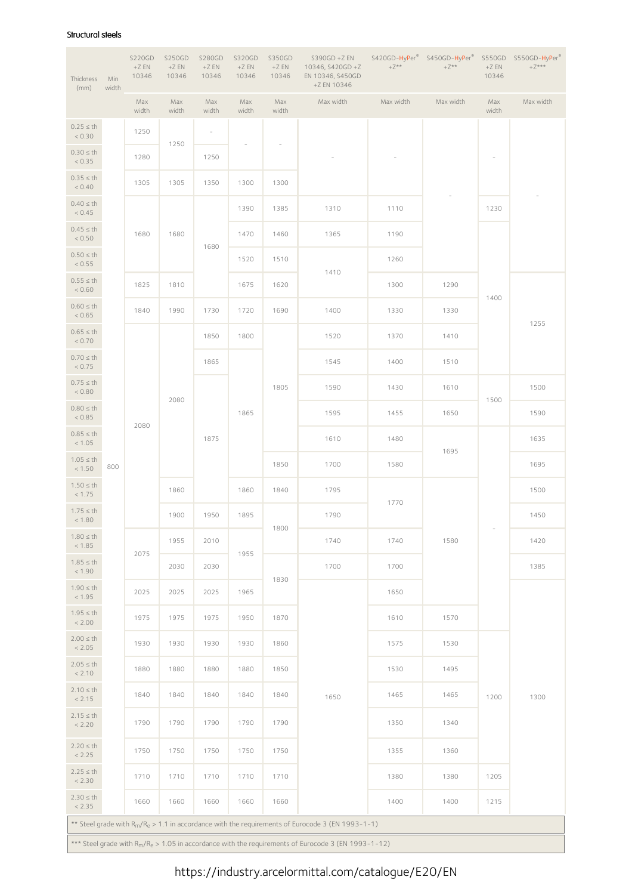## Structural steels

| Thickness (mm) | Min width | S220GD +Z EN 10346 | S250GD +Z EN 10346 | S280GD +Z EN 10346 | S320GD +Z EN 10346 | S350GD +Z EN 10346 | S390GD +Z EN 10346, S420GD +Z EN 10346, S450GD +Z EN 10346 | S420GD-HyPer® +Z** | S450GD-HyPer® +Z** | S550GD +Z EN 10346 | S550GD-HyPer® +Z*** |
|---|---|---|---|---|---|---|---|---|---|---|---|
| | | Max width | Max width | Max width | Max width | Max width | Max width | Max width | Max width | Max width | Max width |
| 0.25 ≤ th < 0.30 | 800 | 1250 | 1250 | - | - | - | - | - | - | - | - |
| 0.30 ≤ th < 0.35 | 800 | 1280 | 1250 | 1250 | - | - | - | - | - | - | - |
| 0.35 ≤ th < 0.40 | 800 | 1305 | 1305 | 1350 | 1300 | 1300 | - | - | - | - | - |
| 0.40 ≤ th < 0.45 | 800 | 1680 | 1680 | 1680 | 1390 | 1385 | 1310 | 1110 | - | 1230 | - |
| 0.45 ≤ th < 0.50 | 800 | 1680 | 1680 | 1680 | 1470 | 1460 | 1365 | 1190 | - | 1400 | - |
| 0.50 ≤ th < 0.55 | 800 | 1680 | 1680 | 1680 | 1520 | 1510 | 1410 | 1260 | - | 1400 | - |
| 0.55 ≤ th < 0.60 | 800 | 1825 | 1810 | 1680 | 1675 | 1620 | 1410 | 1300 | 1290 | 1400 | 1255 |
| 0.60 ≤ th < 0.65 | 800 | 1840 | 1990 | 1730 | 1720 | 1690 | 1400 | 1330 | 1330 | 1400 | 1255 |
| 0.65 ≤ th < 0.70 | 800 | 2080 | 2080 | 1850 | 1800 | 1805 | 1520 | 1370 | 1410 | 1400 | 1255 |
| 0.70 ≤ th < 0.75 | 800 | 2080 | 2080 | 1865 | 1865 | 1805 | 1545 | 1400 | 1510 | 1400 | 1255 |
| 0.75 ≤ th < 0.80 | 800 | 2080 | 2080 | 1875 | 1865 | 1805 | 1590 | 1430 | 1610 | 1500 | 1500 |
| 0.80 ≤ th < 0.85 | 800 | 2080 | 2080 | 1875 | 1865 | 1805 | 1595 | 1455 | 1650 | 1500 | 1590 |
| 0.85 ≤ th < 1.05 | 800 | 2080 | 2080 | 1875 | 1865 | 1805 | 1610 | 1480 | 1695 | - | 1635 |
| 1.05 ≤ th < 1.50 | 800 | 2080 | 2080 | 1875 | 1865 | 1850 | 1700 | 1580 | 1695 | - | 1695 |
| 1.50 ≤ th < 1.75 | 800 | 2080 | 1860 | 1875 | 1860 | 1840 | 1795 | 1770 | 1580 | - | 1500 |
| 1.75 ≤ th < 1.80 | 800 | 2080 | 1900 | 1950 | 1895 | 1800 | 1790 | 1770 | 1580 | - | 1450 |
| 1.80 ≤ th < 1.85 | 800 | 2075 | 1955 | 2010 | 1955 | 1800 | 1740 | 1740 | 1580 | - | 1420 |
| 1.85 ≤ th < 1.90 | 800 | 2075 | 2030 | 2030 | 1955 | 1830 | 1700 | 1700 | 1580 | - | 1385 |
| 1.90 ≤ th < 1.95 | 800 | 2025 | 2025 | 2025 | 1965 | 1830 | 1650 | 1650 | 1580 | - | 1300 |
| 1.95 ≤ th < 2.00 | 800 | 1975 | 1975 | 1975 | 1950 | 1870 | 1650 | 1610 | 1570 | - | 1300 |
| 2.00 ≤ th < 2.05 | 800 | 1930 | 1930 | 1930 | 1930 | 1860 | 1650 | 1575 | 1530 | 1200 | 1300 |
| 2.05 ≤ th < 2.10 | 800 | 1880 | 1880 | 1880 | 1880 | 1850 | 1650 | 1530 | 1495 | 1200 | 1300 |
| 2.10 ≤ th < 2.15 | 800 | 1840 | 1840 | 1840 | 1840 | 1840 | 1650 | 1465 | 1465 | 1200 | 1300 |
| 2.15 ≤ th < 2.20 | 800 | 1790 | 1790 | 1790 | 1790 | 1790 | 1650 | 1350 | 1340 | 1200 | 1300 |
| 2.20 ≤ th < 2.25 | 800 | 1750 | 1750 | 1750 | 1750 | 1750 | 1650 | 1355 | 1360 | 1200 | 1300 |
| 2.25 ≤ th < 2.30 | 800 | 1710 | 1710 | 1710 | 1710 | 1710 | 1650 | 1380 | 1380 | 1205 | 1300 |
| 2.30 ≤ th < 2.35 | 800 | 1660 | 1660 | 1660 | 1660 | 1660 | 1650 | 1400 | 1400 | 1215 | 1300 |

** Steel grade with $R_m/R_e > 1.1$ in accordance with the requirements of Eurocode 3 (EN 1993-1-1)

*** Steel grade with $R_m/R_e > 1.05$ in accordance with the requirements of Eurocode 3 (EN 1993-1-12)

https://industry.arcelormittal.com/catalogue/E20/EN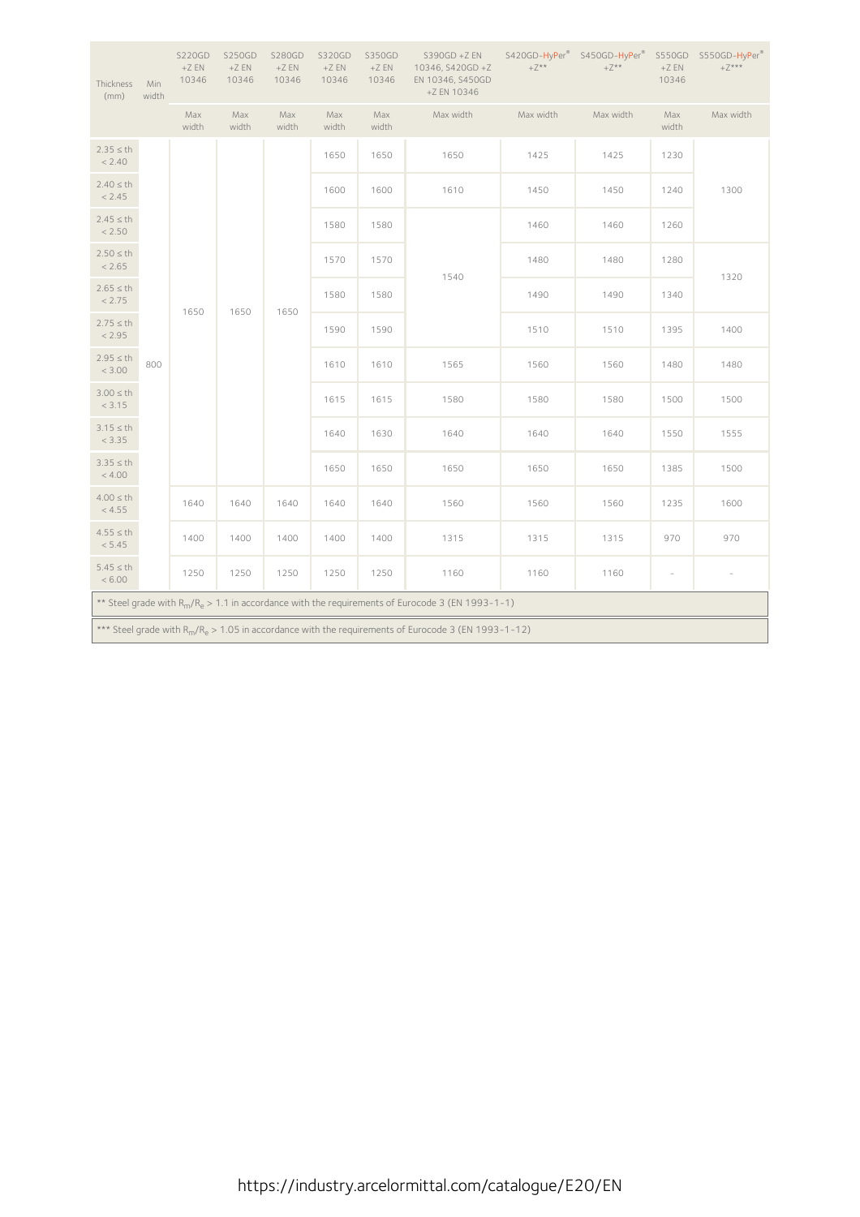| Thickness (mm) | Min width | S220GD +Z EN 10346 | S250GD +Z EN 10346 | S280GD +Z EN 10346 | S320GD +Z EN 10346 | S350GD +Z EN 10346 | S390GD +Z EN 10346, S420GD +Z EN 10346, S450GD +Z EN 10346 | S420GD-HyPer® +Z** | S450GD-HyPer® +Z** | S550GD +Z EN 10346 | S550GD-HyPer® +Z*** |
|---|---|---|---|---|---|---|---|---|---|---|---|
| | | Max width | Max width | Max width | Max width | Max width | Max width | Max width | Max width | Max width | Max width |
| 2.35 ≤ th < 2.40 | 800 | 1650 | 1650 | 1650 | 1650 | 1650 | 1650 | 1425 | 1425 | 1230 | 1300 |
| 2.40 ≤ th < 2.45 | 800 | 1650 | 1650 | 1650 | 1600 | 1600 | 1610 | 1450 | 1450 | 1240 | 1300 |
| 2.45 ≤ th < 2.50 | 800 | 1650 | 1650 | 1650 | 1580 | 1580 | 1540 | 1460 | 1460 | 1260 | 1300 |
| 2.50 ≤ th < 2.65 | 800 | 1650 | 1650 | 1650 | 1570 | 1570 | 1540 | 1480 | 1480 | 1280 | 1320 |
| 2.65 ≤ th < 2.75 | 800 | 1650 | 1650 | 1650 | 1580 | 1580 | 1540 | 1490 | 1490 | 1340 | 1320 |
| 2.75 ≤ th < 2.95 | 800 | 1650 | 1650 | 1650 | 1590 | 1590 | 1540 | 1510 | 1510 | 1395 | 1400 |
| 2.95 ≤ th < 3.00 | 800 | 1650 | 1650 | 1650 | 1610 | 1610 | 1565 | 1560 | 1560 | 1480 | 1480 |
| 3.00 ≤ th < 3.15 | 800 | 1650 | 1650 | 1650 | 1615 | 1615 | 1580 | 1580 | 1580 | 1500 | 1500 |
| 3.15 ≤ th < 3.35 | 800 | 1650 | 1650 | 1650 | 1640 | 1630 | 1640 | 1640 | 1640 | 1550 | 1555 |
| 3.35 ≤ th < 4.00 | 800 | 1650 | 1650 | 1650 | 1650 | 1650 | 1650 | 1650 | 1650 | 1385 | 1500 |
| 4.00 ≤ th < 4.55 | 800 | 1640 | 1640 | 1640 | 1640 | 1640 | 1560 | 1560 | 1560 | 1235 | 1600 |
| 4.55 ≤ th < 5.45 | 800 | 1400 | 1400 | 1400 | 1400 | 1400 | 1315 | 1315 | 1315 | 970 | 970 |
| 5.45 ≤ th < 6.00 | 800 | 1250 | 1250 | 1250 | 1250 | 1250 | 1160 | 1160 | 1160 | - | - |

** Steel grade with $R_m/R_e > 1.1$ in accordance with the requirements of Eurocode 3 (EN 1993-1-1)

*** Steel grade with $R_m/R_e > 1.05$ in accordance with the requirements of Eurocode 3 (EN 1993-1-12)

https://industry.arcelormittal.com/catalogue/E20/EN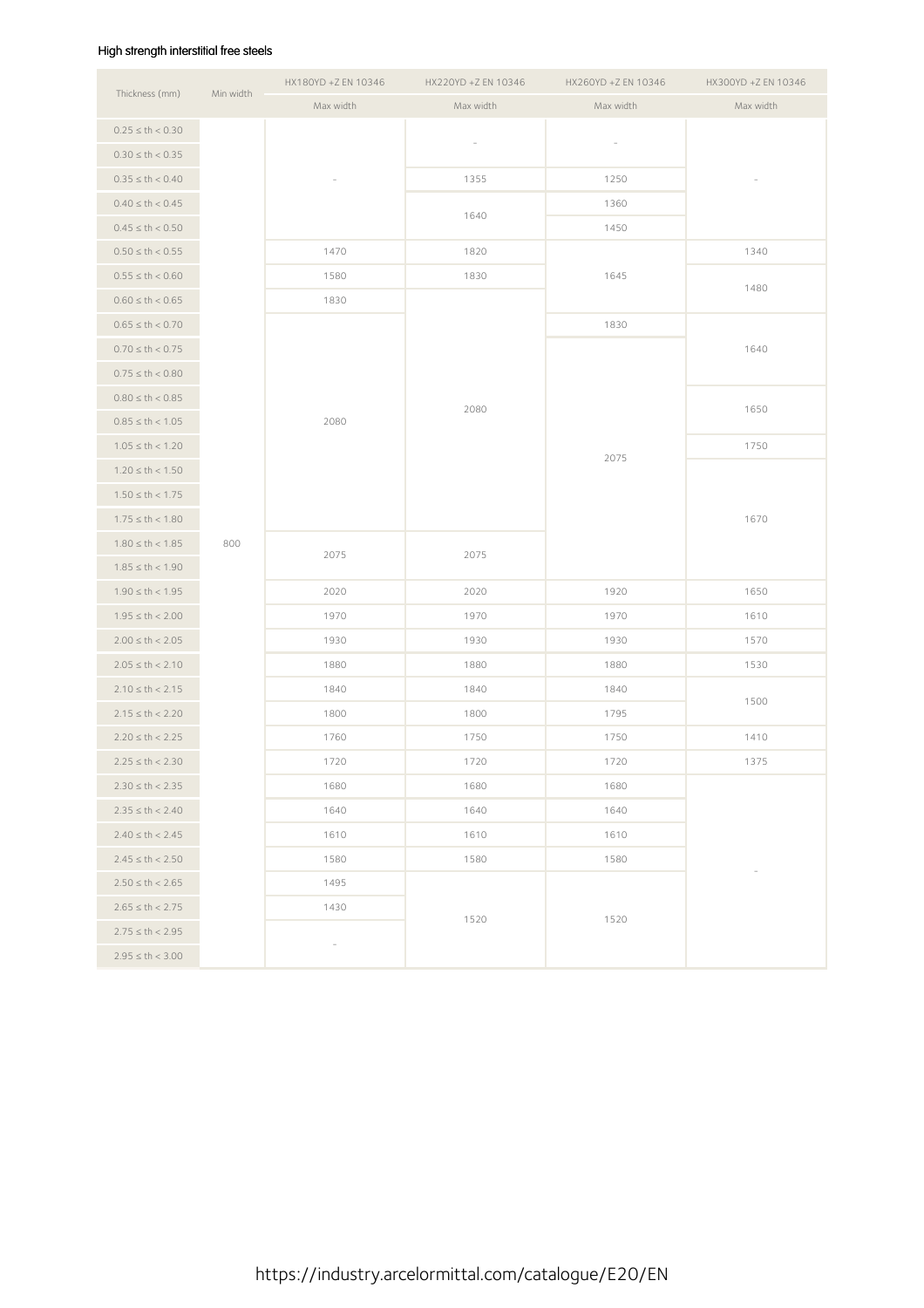High strength interstitial free steels

| Thickness (mm) | Min width | HX180YD +Z EN 10346 | HX220YD +Z EN 10346 | HX260YD +Z EN 10346 | HX300YD +Z EN 10346 |
|---|---|---|---|---|---|
| | | Max width | Max width | Max width | Max width |
| 0.25 ≤ th < 0.30 | 800 | - | - | - | - |
| 0.30 ≤ th < 0.35 | 800 | - | - | - | - |
| 0.35 ≤ th < 0.40 | 800 | - | 1355 | 1250 | - |
| 0.40 ≤ th < 0.45 | 800 | - | 1640 | 1360 | - |
| 0.45 ≤ th < 0.50 | 800 | - | 1640 | 1450 | - |
| 0.50 ≤ th < 0.55 | 800 | 1470 | 1820 | 1645 | 1340 |
| 0.55 ≤ th < 0.60 | 800 | 1580 | 1830 | 1645 | 1480 |
| 0.60 ≤ th < 0.65 | 800 | 1830 | 2080 | 1645 | 1480 |
| 0.65 ≤ th < 0.70 | 800 | 2080 | 2080 | 1830 | 1640 |
| 0.70 ≤ th < 0.75 | 800 | 2080 | 2080 | 2075 | 1640 |
| 0.75 ≤ th < 0.80 | 800 | 2080 | 2080 | 2075 | 1640 |
| 0.80 ≤ th < 0.85 | 800 | 2080 | 2080 | 2075 | 1650 |
| 0.85 ≤ th < 1.05 | 800 | 2080 | 2080 | 2075 | 1650 |
| 1.05 ≤ th < 1.20 | 800 | 2080 | 2080 | 2075 | 1750 |
| 1.20 ≤ th < 1.50 | 800 | 2080 | 2080 | 2075 | 1670 |
| 1.50 ≤ th < 1.75 | 800 | 2080 | 2080 | 2075 | 1670 |
| 1.75 ≤ th < 1.80 | 800 | 2080 | 2080 | 2075 | 1670 |
| 1.80 ≤ th < 1.85 | 800 | 2075 | 2075 | 2075 | 1670 |
| 1.85 ≤ th < 1.90 | 800 | 2075 | 2075 | 2075 | 1670 |
| 1.90 ≤ th < 1.95 | 800 | 2020 | 2020 | 1920 | 1650 |
| 1.95 ≤ th < 2.00 | 800 | 1970 | 1970 | 1970 | 1610 |
| 2.00 ≤ th < 2.05 | 800 | 1930 | 1930 | 1930 | 1570 |
| 2.05 ≤ th < 2.10 | 800 | 1880 | 1880 | 1880 | 1530 |
| 2.10 ≤ th < 2.15 | 800 | 1840 | 1840 | 1840 | 1500 |
| 2.15 ≤ th < 2.20 | 800 | 1800 | 1800 | 1795 | 1500 |
| 2.20 ≤ th < 2.25 | 800 | 1760 | 1750 | 1750 | 1410 |
| 2.25 ≤ th < 2.30 | 800 | 1720 | 1720 | 1720 | 1375 |
| 2.30 ≤ th < 2.35 | 800 | 1680 | 1680 | 1680 | - |
| 2.35 ≤ th < 2.40 | 800 | 1640 | 1640 | 1640 | - |
| 2.40 ≤ th < 2.45 | 800 | 1610 | 1610 | 1610 | - |
| 2.45 ≤ th < 2.50 | 800 | 1580 | 1580 | 1580 | - |
| 2.50 ≤ th < 2.65 | 800 | 1495 | 1520 | 1520 | - |
| 2.65 ≤ th < 2.75 | 800 | 1430 | 1520 | 1520 | - |
| 2.75 ≤ th < 2.95 | 800 | - | 1520 | 1520 | - |
| 2.95 ≤ th < 3.00 | 800 | - | 1520 | 1520 | - |

https://industry.arcelormittal.com/catalogue/E20/EN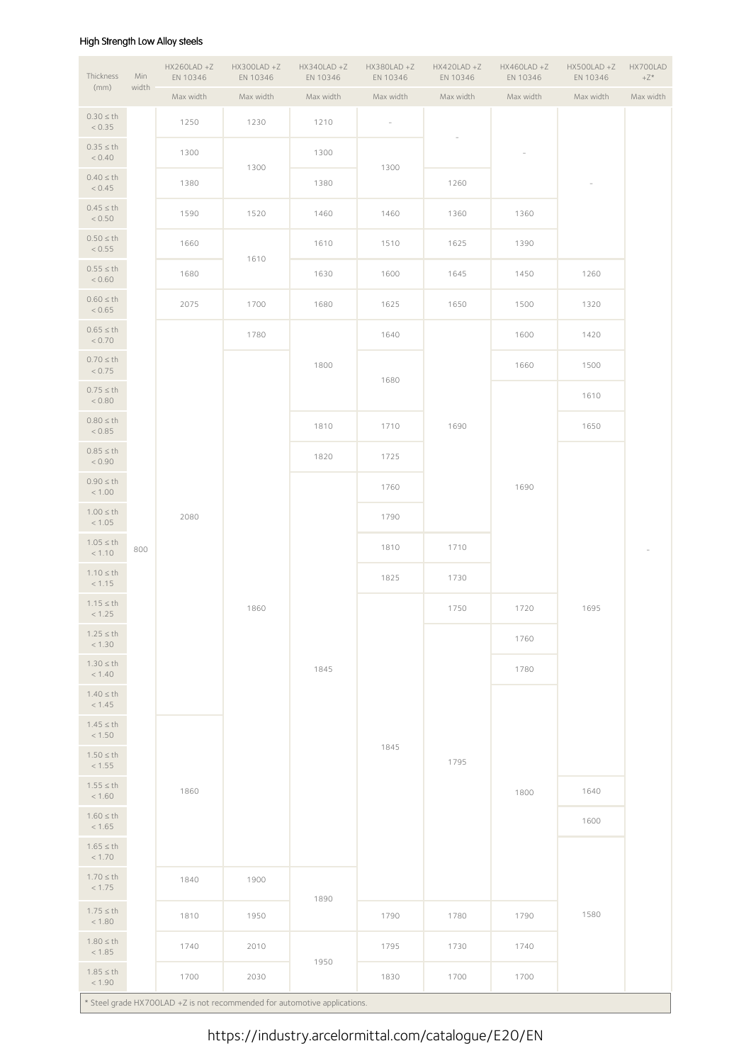## High Strength Low Alloy steels

| Thickness (mm) | Min width | HX260LAD +Z EN 10346 | HX300LAD +Z EN 10346 | HX340LAD +Z EN 10346 | HX380LAD +Z EN 10346 | HX420LAD +Z EN 10346 | HX460LAD +Z EN 10346 | HX500LAD +Z EN 10346 | HX700LAD +Z* |
|---|---|---|---|---|---|---|---|---|---|
| | | Max width | Max width | Max width | Max width | Max width | Max width | Max width | Max width |
| 0.30 ≤ th < 0.35 | 800 | 1250 | 1230 | 1210 | - | - | - | - | - |
| 0.35 ≤ th < 0.40 | 800 | 1300 | 1300 | 1300 | 1300 | - | - | - | - |
| 0.40 ≤ th < 0.45 | 800 | 1380 | 1300 | 1380 | 1300 | 1260 | - | - | - |
| 0.45 ≤ th < 0.50 | 800 | 1590 | 1520 | 1460 | 1460 | 1360 | 1360 | - | - |
| 0.50 ≤ th < 0.55 | 800 | 1660 | 1610 | 1610 | 1510 | 1625 | 1390 | - | - |
| 0.55 ≤ th < 0.60 | 800 | 1680 | 1610 | 1630 | 1600 | 1645 | 1450 | 1260 | - |
| 0.60 ≤ th < 0.65 | 800 | 2075 | 1700 | 1680 | 1625 | 1650 | 1500 | 1320 | - |
| 0.65 ≤ th < 0.70 | 800 | 2080 | 1780 | 1800 | 1640 | 1690 | 1600 | 1420 | - |
| 0.70 ≤ th < 0.75 | 800 | 2080 | 1860 | 1800 | 1680 | 1690 | 1660 | 1500 | - |
| 0.75 ≤ th < 0.80 | 800 | 2080 | 1860 | 1800 | 1680 | 1690 | 1690 | 1610 | - |
| 0.80 ≤ th < 0.85 | 800 | 2080 | 1860 | 1810 | 1710 | 1690 | 1690 | 1650 | - |
| 0.85 ≤ th < 0.90 | 800 | 2080 | 1860 | 1820 | 1725 | 1690 | 1690 | 1695 | - |
| 0.90 ≤ th < 1.00 | 800 | 2080 | 1860 | 1845 | 1760 | 1690 | 1690 | 1695 | - |
| 1.00 ≤ th < 1.05 | 800 | 2080 | 1860 | 1845 | 1790 | 1690 | 1690 | 1695 | - |
| 1.05 ≤ th < 1.10 | 800 | 2080 | 1860 | 1845 | 1810 | 1710 | 1690 | 1695 | - |
| 1.10 ≤ th < 1.15 | 800 | 2080 | 1860 | 1845 | 1825 | 1730 | 1690 | 1695 | - |
| 1.15 ≤ th < 1.25 | 800 | 2080 | 1860 | 1845 | 1845 | 1750 | 1720 | 1695 | - |
| 1.25 ≤ th < 1.30 | 800 | 2080 | 1860 | 1845 | 1845 | 1795 | 1760 | 1695 | - |
| 1.30 ≤ th < 1.40 | 800 | 2080 | 1860 | 1845 | 1845 | 1795 | 1780 | 1695 | - |
| 1.40 ≤ th < 1.45 | 800 | 2080 | 1860 | 1845 | 1845 | 1795 | 1800 | 1695 | - |
| 1.45 ≤ th < 1.50 | 800 | 1860 | 1860 | 1845 | 1845 | 1795 | 1800 | 1695 | - |
| 1.50 ≤ th < 1.55 | 800 | 1860 | 1860 | 1845 | 1845 | 1795 | 1800 | 1695 | - |
| 1.55 ≤ th < 1.60 | 800 | 1860 | 1860 | 1845 | 1845 | 1795 | 1800 | 1640 | - |
| 1.60 ≤ th < 1.65 | 800 | 1860 | 1860 | 1845 | 1845 | 1795 | 1800 | 1600 | - |
| 1.65 ≤ th < 1.70 | 800 | 1860 | 1860 | 1845 | 1845 | 1795 | 1800 | 1580 | - |
| 1.70 ≤ th < 1.75 | 800 | 1840 | 1900 | 1890 | 1845 | 1795 | 1800 | 1580 | - |
| 1.75 ≤ th < 1.80 | 800 | 1810 | 1950 | 1890 | 1790 | 1780 | 1790 | 1580 | - |
| 1.80 ≤ th < 1.85 | 800 | 1740 | 2010 | 1950 | 1795 | 1730 | 1740 | 1580 | - |
| 1.85 ≤ th < 1.90 | 800 | 1700 | 2030 | 1950 | 1830 | 1700 | 1700 | 1580 | - |

* Steel grade HX700LAD +Z is not recommended for automotive applications.

https://industry.arcelormittal.com/catalogue/E20/EN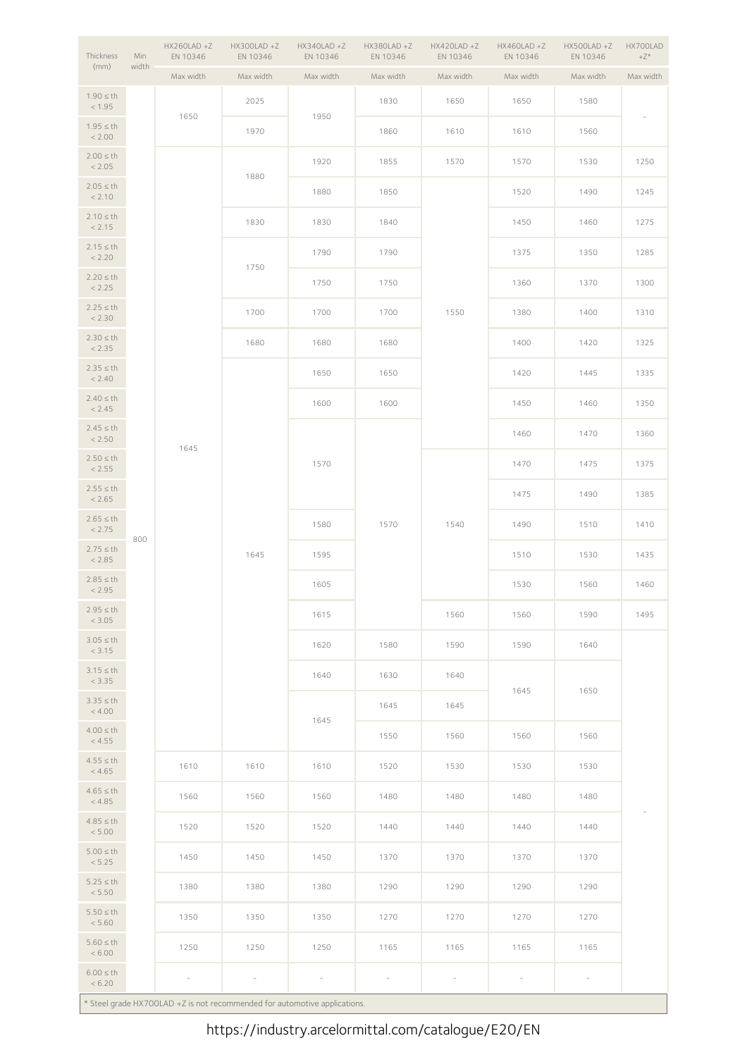| Thickness (mm) | Min width | HX260LAD +Z EN 10346 | HX300LAD +Z EN 10346 | HX340LAD +Z EN 10346 | HX380LAD +Z EN 10346 | HX420LAD +Z EN 10346 | HX460LAD +Z EN 10346 | HX500LAD +Z EN 10346 | HX700LAD +Z* |
|---|---|---|---|---|---|---|---|---|---|
| | | Max width | Max width | Max width | Max width | Max width | Max width | Max width | Max width |
| 1.90 ≤ th < 1.95 | 800 | 1650 | 2025 | 1950 | 1830 | 1650 | 1650 | 1580 | - |
| 1.95 ≤ th < 2.00 | 800 | 1650 | 1970 | 1950 | 1860 | 1610 | 1610 | 1560 | - |
| 2.00 ≤ th < 2.05 | 800 | 1645 | 1880 | 1920 | 1855 | 1570 | 1570 | 1530 | 1250 |
| 2.05 ≤ th < 2.10 | 800 | 1645 | 1880 | 1880 | 1850 | 1550 | 1520 | 1490 | 1245 |
| 2.10 ≤ th < 2.15 | 800 | 1645 | 1830 | 1830 | 1840 | 1550 | 1450 | 1460 | 1275 |
| 2.15 ≤ th < 2.20 | 800 | 1645 | 1750 | 1790 | 1790 | 1550 | 1375 | 1350 | 1285 |
| 2.20 ≤ th < 2.25 | 800 | 1645 | 1750 | 1750 | 1750 | 1550 | 1360 | 1370 | 1300 |
| 2.25 ≤ th < 2.30 | 800 | 1645 | 1700 | 1700 | 1700 | 1550 | 1380 | 1400 | 1310 |
| 2.30 ≤ th < 2.35 | 800 | 1645 | 1680 | 1680 | 1680 | 1550 | 1400 | 1420 | 1325 |
| 2.35 ≤ th < 2.40 | 800 | 1645 | 1645 | 1650 | 1650 | 1550 | 1420 | 1445 | 1335 |
| 2.40 ≤ th < 2.45 | 800 | 1645 | 1645 | 1600 | 1600 | 1550 | 1450 | 1460 | 1350 |
| 2.45 ≤ th < 2.50 | 800 | 1645 | 1645 | 1570 | 1570 | 1550 | 1460 | 1470 | 1360 |
| 2.50 ≤ th < 2.55 | 800 | 1645 | 1645 | 1570 | 1570 | 1540 | 1470 | 1475 | 1375 |
| 2.55 ≤ th < 2.65 | 800 | 1645 | 1645 | 1570 | 1570 | 1540 | 1475 | 1490 | 1385 |
| 2.65 ≤ th < 2.75 | 800 | 1645 | 1645 | 1580 | 1570 | 1540 | 1490 | 1510 | 1410 |
| 2.75 ≤ th < 2.85 | 800 | 1645 | 1645 | 1595 | 1570 | 1540 | 1510 | 1530 | 1435 |
| 2.85 ≤ th < 2.95 | 800 | 1645 | 1645 | 1605 | 1570 | 1540 | 1530 | 1560 | 1460 |
| 2.95 ≤ th < 3.05 | 800 | 1645 | 1645 | 1615 | 1570 | 1560 | 1560 | 1590 | 1495 |
| 3.05 ≤ th < 3.15 | 800 | 1645 | 1645 | 1620 | 1580 | 1590 | 1590 | 1640 | - |
| 3.15 ≤ th < 3.35 | 800 | 1645 | 1645 | 1640 | 1630 | 1640 | 1645 | 1650 | - |
| 3.35 ≤ th < 4.00 | 800 | 1645 | 1645 | 1645 | 1645 | 1645 | 1645 | 1650 | - |
| 4.00 ≤ th < 4.55 | 800 | 1645 | 1645 | 1645 | 1550 | 1560 | 1560 | 1560 | - |
| 4.55 ≤ th < 4.65 | 800 | 1610 | 1610 | 1610 | 1520 | 1530 | 1530 | 1530 | - |
| 4.65 ≤ th < 4.85 | 800 | 1560 | 1560 | 1560 | 1480 | 1480 | 1480 | 1480 | - |
| 4.85 ≤ th < 5.00 | 800 | 1520 | 1520 | 1520 | 1440 | 1440 | 1440 | 1440 | - |
| 5.00 ≤ th < 5.25 | 800 | 1450 | 1450 | 1450 | 1370 | 1370 | 1370 | 1370 | - |
| 5.25 ≤ th < 5.50 | 800 | 1380 | 1380 | 1380 | 1290 | 1290 | 1290 | 1290 | - |
| 5.50 ≤ th < 5.60 | 800 | 1350 | 1350 | 1350 | 1270 | 1270 | 1270 | 1270 | - |
| 5.60 ≤ th < 6.00 | 800 | 1250 | 1250 | 1250 | 1165 | 1165 | 1165 | 1165 | - |
| 6.00 ≤ th < 6.20 | 800 | - | - | - | - | - | - | - | - |

* Steel grade HX700LAD +Z is not recommended for automotive applications.

https://industry.arcelormittal.com/catalogue/E20/EN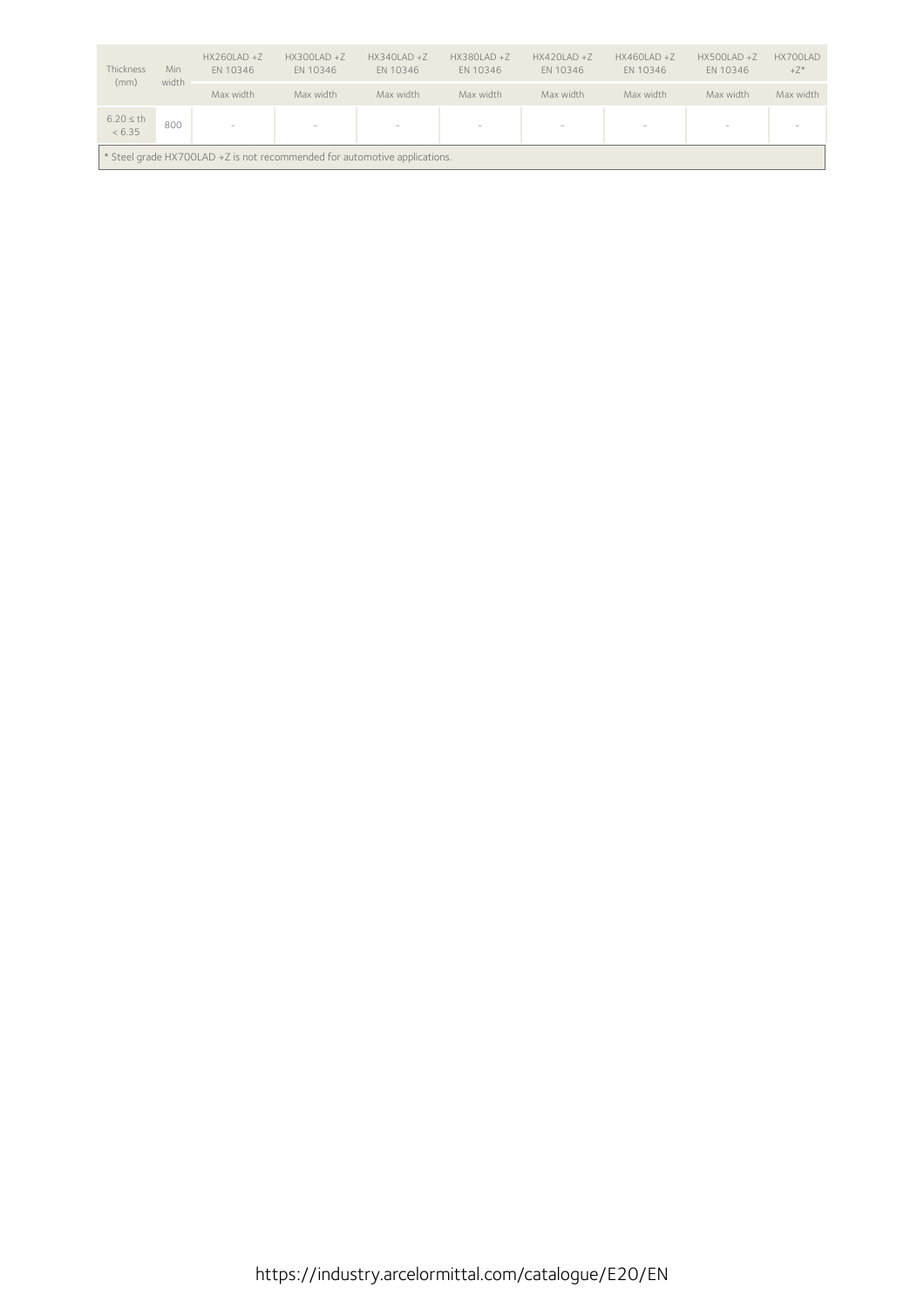| Thickness (mm) | Min width | HX260LAD +Z EN 10346 | HX300LAD +Z EN 10346 | HX340LAD +Z EN 10346 | HX380LAD +Z EN 10346 | HX420LAD +Z EN 10346 | HX460LAD +Z EN 10346 | HX500LAD +Z EN 10346 | HX700LAD +Z* |
|---|---|---|---|---|---|---|---|---|---|
| | | Max width | Max width | Max width | Max width | Max width | Max width | Max width | Max width |
| 6.20 ≤ th < 6.35 | 800 | - | - | - | - | - | - | - | - |

* Steel grade HX700LAD +Z is not recommended for automotive applications.

https://industry.arcelormittal.com/catalogue/E20/EN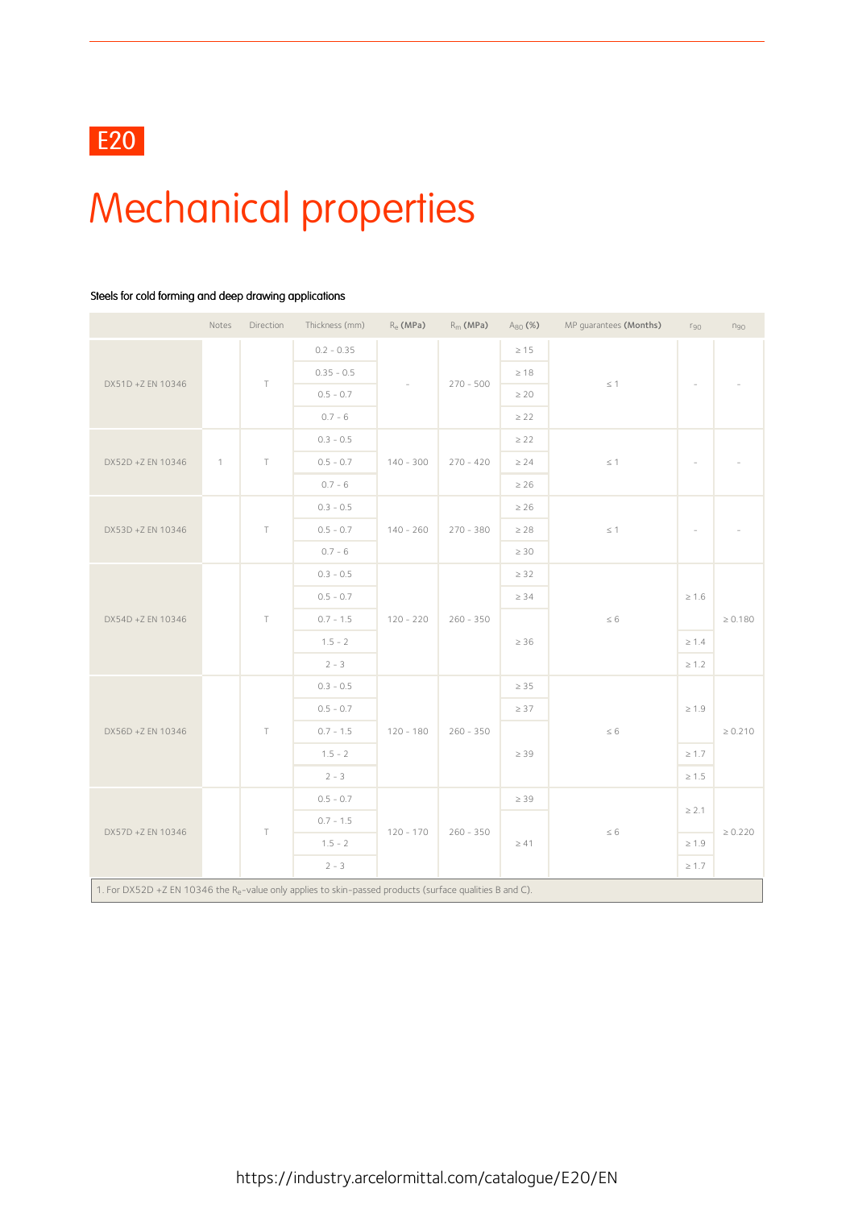E20

# Mechanical properties

Steels for cold forming and deep drawing applications

| | Notes | Direction | Thickness (mm) | $R_e$ **(MPa)** | $R_m$ **(MPa)** | $A_{80}$ **(%)** | MP guarantees **(Months)** | $r_{90}$ | $n_{90}$ |
|---|---|---|---|---|---|---|---|---|---|
| DX51D +Z EN 10346 | | T | 0.2 - 0.35 | - | 270 - 500 | ≥ 15 | ≤ 1 | - | - |
| | | | 0.35 - 0.5 | | | ≥ 18 | | | |
| | | | 0.5 - 0.7 | | | ≥ 20 | | | |
| | | | 0.7 - 6 | | | ≥ 22 | | | |
| DX52D +Z EN 10346 | 1 | T | 0.3 - 0.5 | 140 - 300 | 270 - 420 | ≥ 22 | ≤ 1 | - | - |
| | | | 0.5 - 0.7 | | | ≥ 24 | | | |
| | | | 0.7 - 6 | | | ≥ 26 | | | |
| DX53D +Z EN 10346 | | T | 0.3 - 0.5 | 140 - 260 | 270 - 380 | ≥ 26 | ≤ 1 | - | - |
| | | | 0.5 - 0.7 | | | ≥ 28 | | | |
| | | | 0.7 - 6 | | | ≥ 30 | | | |
| DX54D +Z EN 10346 | | T | 0.3 - 0.5 | 120 - 220 | 260 - 350 | ≥ 32 | ≤ 6 | ≥ 1.6 | ≥ 0.180 |
| | | | 0.5 - 0.7 | | | ≥ 34 | | | |
| | | | 0.7 - 1.5 | | | ≥ 36 | | | |
| | | | 1.5 - 2 | | | | | ≥ 1.4 | |
| | | | 2 - 3 | | | | | ≥ 1.2 | |
| DX56D +Z EN 10346 | | T | 0.3 - 0.5 | 120 - 180 | 260 - 350 | ≥ 35 | ≤ 6 | ≥ 1.9 | ≥ 0.210 |
| | | | 0.5 - 0.7 | | | ≥ 37 | | | |
| | | | 0.7 - 1.5 | | | ≥ 39 | | | |
| | | | 1.5 - 2 | | | | | ≥ 1.7 | |
| | | | 2 - 3 | | | | | ≥ 1.5 | |
| DX57D +Z EN 10346 | | T | 0.5 - 0.7 | 120 - 170 | 260 - 350 | ≥ 39 | ≤ 6 | ≥ 2.1 | ≥ 0.220 |
| | | | 0.7 - 1.5 | | | ≥ 41 | | | |
| | | | 1.5 - 2 | | | | | ≥ 1.9 | |
| | | | 2 - 3 | | | | | ≥ 1.7 | |

1. For DX52D +Z EN 10346 the $R_e$-value only applies to skin-passed products (surface qualities B and C).

https://industry.arcelormittal.com/catalogue/E20/EN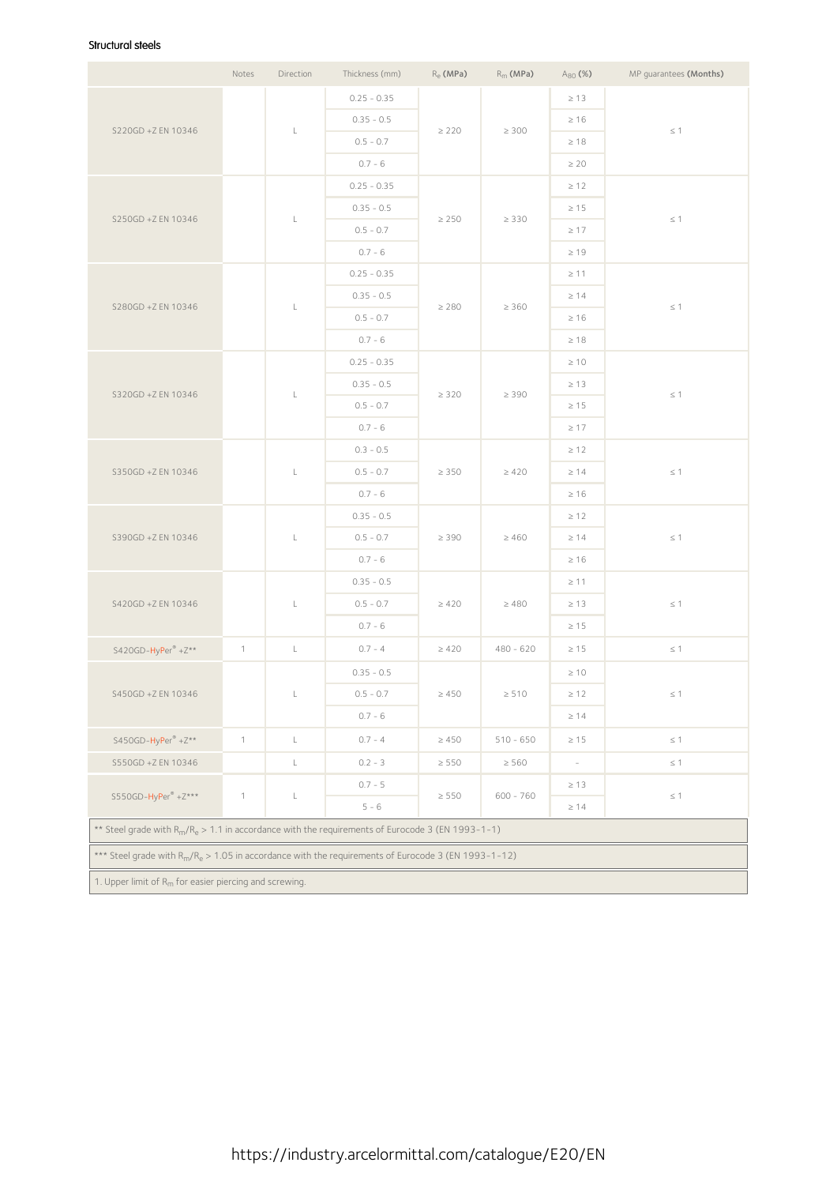## Structural steels

| | Notes | Direction | Thickness (mm) | $R_e$ (MPa) | $R_m$ (MPa) | $A_{80}$ (%) | MP guarantees (Months) |
|---|---|---|---|---|---|---|---|
| S220GD +Z EN 10346 | | L | 0.25 - 0.35 | ≥ 220 | ≥ 300 | ≥ 13 | ≤ 1 |
| | | | 0.35 - 0.5 | | | ≥ 16 | |
| | | | 0.5 - 0.7 | | | ≥ 18 | |
| | | | 0.7 - 6 | | | ≥ 20 | |
| S250GD +Z EN 10346 | | L | 0.25 - 0.35 | ≥ 250 | ≥ 330 | ≥ 12 | ≤ 1 |
| | | | 0.35 - 0.5 | | | ≥ 15 | |
| | | | 0.5 - 0.7 | | | ≥ 17 | |
| | | | 0.7 - 6 | | | ≥ 19 | |
| S280GD +Z EN 10346 | | L | 0.25 - 0.35 | ≥ 280 | ≥ 360 | ≥ 11 | ≤ 1 |
| | | | 0.35 - 0.5 | | | ≥ 14 | |
| | | | 0.5 - 0.7 | | | ≥ 16 | |
| | | | 0.7 - 6 | | | ≥ 18 | |
| S320GD +Z EN 10346 | | L | 0.25 - 0.35 | ≥ 320 | ≥ 390 | ≥ 10 | ≤ 1 |
| | | | 0.35 - 0.5 | | | ≥ 13 | |
| | | | 0.5 - 0.7 | | | ≥ 15 | |
| | | | 0.7 - 6 | | | ≥ 17 | |
| S350GD +Z EN 10346 | | L | 0.3 - 0.5 | ≥ 350 | ≥ 420 | ≥ 12 | ≤ 1 |
| | | | 0.5 - 0.7 | | | ≥ 14 | |
| | | | 0.7 - 6 | | | ≥ 16 | |
| S390GD +Z EN 10346 | | L | 0.35 - 0.5 | ≥ 390 | ≥ 460 | ≥ 12 | ≤ 1 |
| | | | 0.5 - 0.7 | | | ≥ 14 | |
| | | | 0.7 - 6 | | | ≥ 16 | |
| S420GD +Z EN 10346 | | L | 0.35 - 0.5 | ≥ 420 | ≥ 480 | ≥ 11 | ≤ 1 |
| | | | 0.5 - 0.7 | | | ≥ 13 | |
| | | | 0.7 - 6 | | | ≥ 15 | |
| S420GD-HyPer® +Z** | 1 | L | 0.7 - 4 | ≥ 420 | 480 - 620 | ≥ 15 | ≤ 1 |
| S450GD +Z EN 10346 | | L | 0.35 - 0.5 | ≥ 450 | ≥ 510 | ≥ 10 | ≤ 1 |
| | | | 0.5 - 0.7 | | | ≥ 12 | |
| | | | 0.7 - 6 | | | ≥ 14 | |
| S450GD-HyPer® +Z** | 1 | L | 0.7 - 4 | ≥ 450 | 510 - 650 | ≥ 15 | ≤ 1 |
| S550GD +Z EN 10346 | | L | 0.2 - 3 | ≥ 550 | ≥ 560 | - | ≤ 1 |
| S550GD-HyPer® +Z*** | 1 | L | 0.7 - 5 | ≥ 550 | 600 - 760 | ≥ 13 | ≤ 1 |
| | | | 5 - 6 | | | ≥ 14 | |

** Steel grade with $R_m/R_e$ > 1.1 in accordance with the requirements of Eurocode 3 (EN 1993-1-1)

*** Steel grade with $R_m/R_e$ > 1.05 in accordance with the requirements of Eurocode 3 (EN 1993-1-12)

1. Upper limit of $R_m$ for easier piercing and screwing.

https://industry.arcelormittal.com/catalogue/E20/EN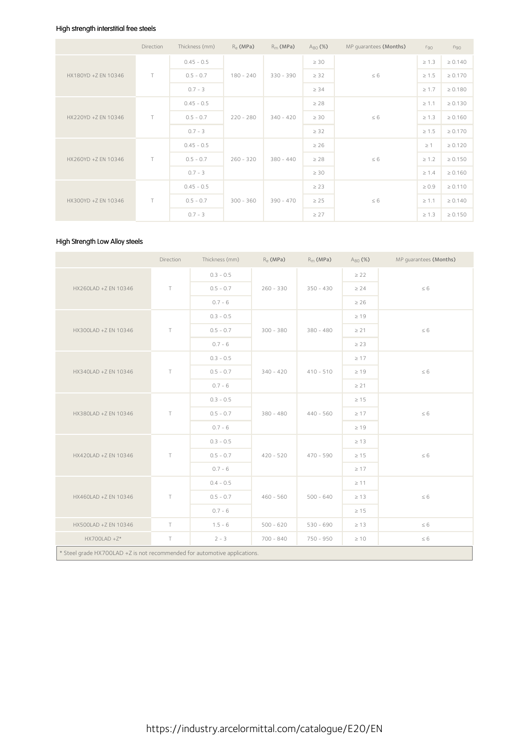### High strength interstitial free steels

| | Direction | Thickness (mm) | $R_e$ (MPa) | $R_m$ (MPa) | $A_{80}$ (%) | MP guarantees (Months) | $r_{90}$ | $n_{90}$ |
|---|---|---|---|---|---|---|---|---|
| HX180YD +Z EN 10346 | T | 0.45 - 0.5 | 180 - 240 | 330 - 390 | ≥ 30 | ≤ 6 | ≥ 1.3 | ≥ 0.140 |
| | | 0.5 - 0.7 | | | ≥ 32 | | ≥ 1.5 | ≥ 0.170 |
| | | 0.7 - 3 | | | ≥ 34 | | ≥ 1.7 | ≥ 0.180 |
| HX220YD +Z EN 10346 | T | 0.45 - 0.5 | 220 - 280 | 340 - 420 | ≥ 28 | ≤ 6 | ≥ 1.1 | ≥ 0.130 |
| | | 0.5 - 0.7 | | | ≥ 30 | | ≥ 1.3 | ≥ 0.160 |
| | | 0.7 - 3 | | | ≥ 32 | | ≥ 1.5 | ≥ 0.170 |
| HX260YD +Z EN 10346 | T | 0.45 - 0.5 | 260 - 320 | 380 - 440 | ≥ 26 | ≤ 6 | ≥ 1 | ≥ 0.120 |
| | | 0.5 - 0.7 | | | ≥ 28 | | ≥ 1.2 | ≥ 0.150 |
| | | 0.7 - 3 | | | ≥ 30 | | ≥ 1.4 | ≥ 0.160 |
| HX300YD +Z EN 10346 | T | 0.45 - 0.5 | 300 - 360 | 390 - 470 | ≥ 23 | ≤ 6 | ≥ 0.9 | ≥ 0.110 |
| | | 0.5 - 0.7 | | | ≥ 25 | | ≥ 1.1 | ≥ 0.140 |
| | | 0.7 - 3 | | | ≥ 27 | | ≥ 1.3 | ≥ 0.150 |

### High Strength Low Alloy steels

| | Direction | Thickness (mm) | $R_e$ (MPa) | $R_m$ (MPa) | $A_{80}$ (%) | MP guarantees (Months) |
|---|---|---|---|---|---|---|
| HX260LAD +Z EN 10346 | T | 0.3 - 0.5 | 260 - 330 | 350 - 430 | ≥ 22 | ≤ 6 |
| | | 0.5 - 0.7 | | | ≥ 24 | |
| | | 0.7 - 6 | | | ≥ 26 | |
| HX300LAD +Z EN 10346 | T | 0.3 - 0.5 | 300 - 380 | 380 - 480 | ≥ 19 | ≤ 6 |
| | | 0.5 - 0.7 | | | ≥ 21 | |
| | | 0.7 - 6 | | | ≥ 23 | |
| HX340LAD +Z EN 10346 | T | 0.3 - 0.5 | 340 - 420 | 410 - 510 | ≥ 17 | ≤ 6 |
| | | 0.5 - 0.7 | | | ≥ 19 | |
| | | 0.7 - 6 | | | ≥ 21 | |
| HX380LAD +Z EN 10346 | T | 0.3 - 0.5 | 380 - 480 | 440 - 560 | ≥ 15 | ≤ 6 |
| | | 0.5 - 0.7 | | | ≥ 17 | |
| | | 0.7 - 6 | | | ≥ 19 | |
| HX420LAD +Z EN 10346 | T | 0.3 - 0.5 | 420 - 520 | 470 - 590 | ≥ 13 | ≤ 6 |
| | | 0.5 - 0.7 | | | ≥ 15 | |
| | | 0.7 - 6 | | | ≥ 17 | |
| HX460LAD +Z EN 10346 | T | 0.4 - 0.5 | 460 - 560 | 500 - 640 | ≥ 11 | ≤ 6 |
| | | 0.5 - 0.7 | | | ≥ 13 | |
| | | 0.7 - 6 | | | ≥ 15 | |
| HX500LAD +Z EN 10346 | T | 1.5 - 6 | 500 - 620 | 530 - 690 | ≥ 13 | ≤ 6 |
| HX700LAD +Z* | T | 2 - 3 | 700 - 840 | 750 - 950 | ≥ 10 | ≤ 6 |

* Steel grade HX700LAD +Z is not recommended for automotive applications.

https://industry.arcelormittal.com/catalogue/E20/EN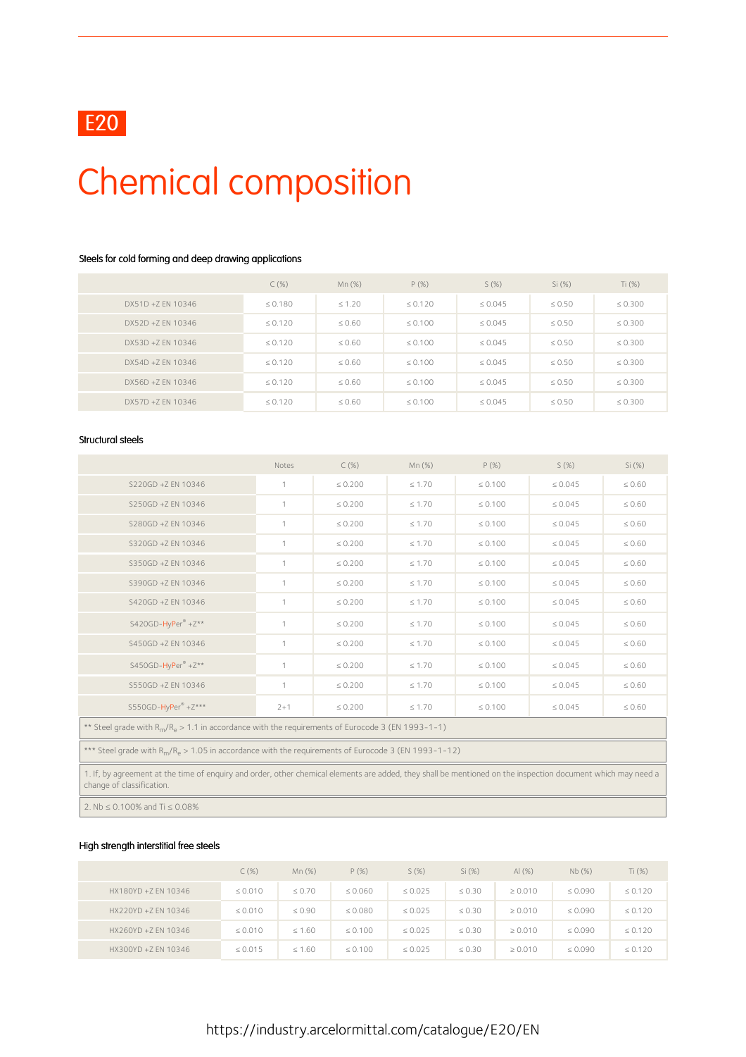E20

# Chemical composition

### Steels for cold forming and deep drawing applications

| | C (%) | Mn (%) | P (%) | S (%) | Si (%) | Ti (%) |
|---|---|---|---|---|---|---|
| DX51D +Z EN 10346 | ≤ 0.180 | ≤ 1.20 | ≤ 0.120 | ≤ 0.045 | ≤ 0.50 | ≤ 0.300 |
| DX52D +Z EN 10346 | ≤ 0.120 | ≤ 0.60 | ≤ 0.100 | ≤ 0.045 | ≤ 0.50 | ≤ 0.300 |
| DX53D +Z EN 10346 | ≤ 0.120 | ≤ 0.60 | ≤ 0.100 | ≤ 0.045 | ≤ 0.50 | ≤ 0.300 |
| DX54D +Z EN 10346 | ≤ 0.120 | ≤ 0.60 | ≤ 0.100 | ≤ 0.045 | ≤ 0.50 | ≤ 0.300 |
| DX56D +Z EN 10346 | ≤ 0.120 | ≤ 0.60 | ≤ 0.100 | ≤ 0.045 | ≤ 0.50 | ≤ 0.300 |
| DX57D +Z EN 10346 | ≤ 0.120 | ≤ 0.60 | ≤ 0.100 | ≤ 0.045 | ≤ 0.50 | ≤ 0.300 |

### Structural steels

| | Notes | C (%) | Mn (%) | P (%) | S (%) | Si (%) |
|---|---|---|---|---|---|---|
| S220GD +Z EN 10346 | 1 | ≤ 0.200 | ≤ 1.70 | ≤ 0.100 | ≤ 0.045 | ≤ 0.60 |
| S250GD +Z EN 10346 | 1 | ≤ 0.200 | ≤ 1.70 | ≤ 0.100 | ≤ 0.045 | ≤ 0.60 |
| S280GD +Z EN 10346 | 1 | ≤ 0.200 | ≤ 1.70 | ≤ 0.100 | ≤ 0.045 | ≤ 0.60 |
| S320GD +Z EN 10346 | 1 | ≤ 0.200 | ≤ 1.70 | ≤ 0.100 | ≤ 0.045 | ≤ 0.60 |
| S350GD +Z EN 10346 | 1 | ≤ 0.200 | ≤ 1.70 | ≤ 0.100 | ≤ 0.045 | ≤ 0.60 |
| S390GD +Z EN 10346 | 1 | ≤ 0.200 | ≤ 1.70 | ≤ 0.100 | ≤ 0.045 | ≤ 0.60 |
| S420GD +Z EN 10346 | 1 | ≤ 0.200 | ≤ 1.70 | ≤ 0.100 | ≤ 0.045 | ≤ 0.60 |
| S420GD-HyPer® +Z** | 1 | ≤ 0.200 | ≤ 1.70 | ≤ 0.100 | ≤ 0.045 | ≤ 0.60 |
| S450GD +Z EN 10346 | 1 | ≤ 0.200 | ≤ 1.70 | ≤ 0.100 | ≤ 0.045 | ≤ 0.60 |
| S450GD-HyPer® +Z** | 1 | ≤ 0.200 | ≤ 1.70 | ≤ 0.100 | ≤ 0.045 | ≤ 0.60 |
| S550GD +Z EN 10346 | 1 | ≤ 0.200 | ≤ 1.70 | ≤ 0.100 | ≤ 0.045 | ≤ 0.60 |
| S550GD-HyPer® +Z*** | 2+1 | ≤ 0.200 | ≤ 1.70 | ≤ 0.100 | ≤ 0.045 | ≤ 0.60 |

** Steel grade with $R_m/R_e$ > 1.1 in accordance with the requirements of Eurocode 3 (EN 1993-1-1)

*** Steel grade with $R_m/R_e$ > 1.05 in accordance with the requirements of Eurocode 3 (EN 1993-1-12)

1. If, by agreement at the time of enquiry and order, other chemical elements are added, they shall be mentioned on the inspection document which may need a change of classification.

2. Nb ≤ 0.100% and Ti ≤ 0.08%

### High strength interstitial free steels

| | C (%) | Mn (%) | P (%) | S (%) | Si (%) | Al (%) | Nb (%) | Ti (%) |
|---|---|---|---|---|---|---|---|---|
| HX180YD +Z EN 10346 | ≤ 0.010 | ≤ 0.70 | ≤ 0.060 | ≤ 0.025 | ≤ 0.30 | ≥ 0.010 | ≤ 0.090 | ≤ 0.120 |
| HX220YD +Z EN 10346 | ≤ 0.010 | ≤ 0.90 | ≤ 0.080 | ≤ 0.025 | ≤ 0.30 | ≥ 0.010 | ≤ 0.090 | ≤ 0.120 |
| HX260YD +Z EN 10346 | ≤ 0.010 | ≤ 1.60 | ≤ 0.100 | ≤ 0.025 | ≤ 0.30 | ≥ 0.010 | ≤ 0.090 | ≤ 0.120 |
| HX300YD +Z EN 10346 | ≤ 0.015 | ≤ 1.60 | ≤ 0.100 | ≤ 0.025 | ≤ 0.30 | ≥ 0.010 | ≤ 0.090 | ≤ 0.120 |

https://industry.arcelormittal.com/catalogue/E20/EN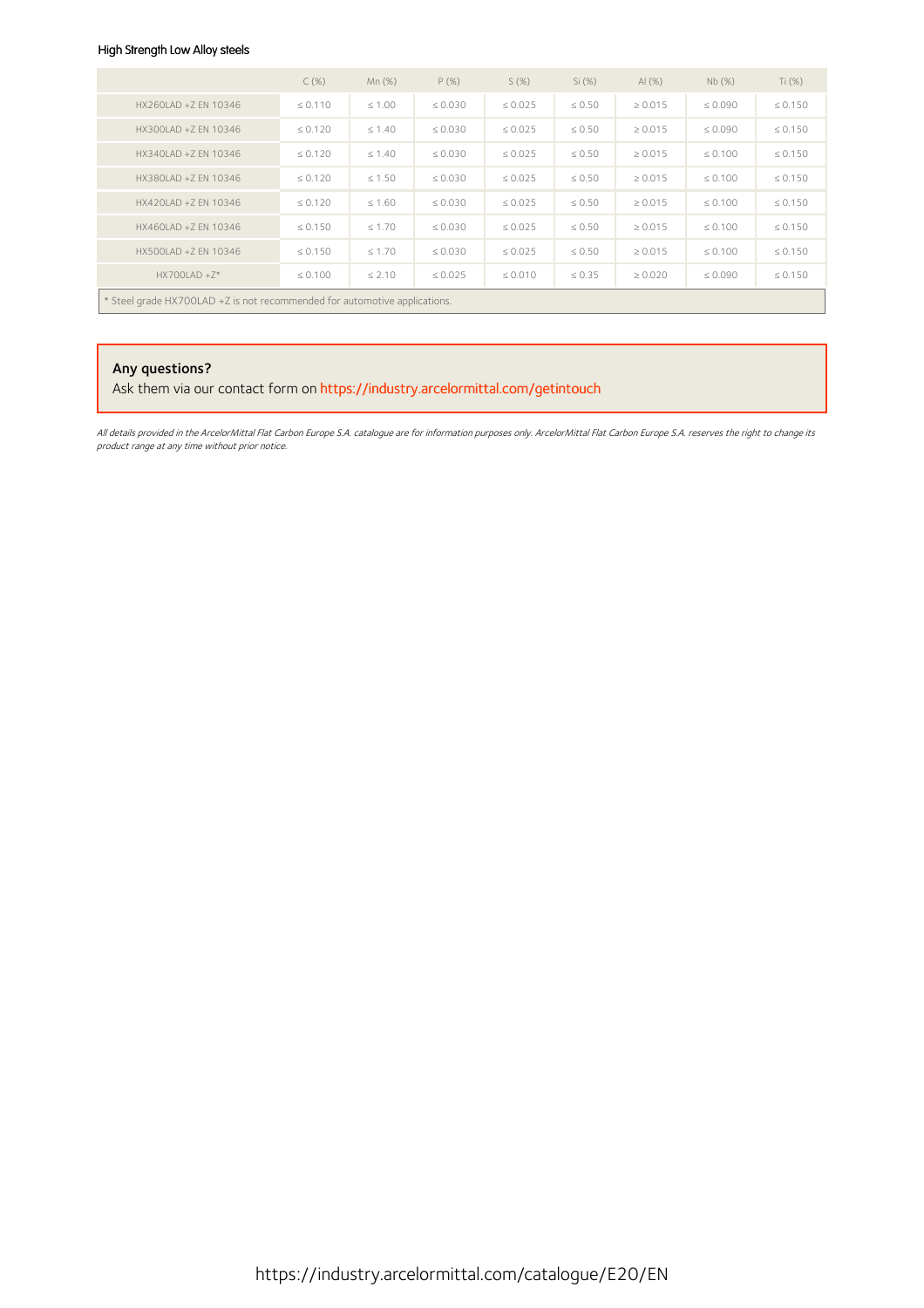High Strength Low Alloy steels

| | C (%) | Mn (%) | P (%) | S (%) | Si (%) | Al (%) | Nb (%) | Ti (%) |
|---|---|---|---|---|---|---|---|---|
| HX260LAD +Z EN 10346 | ≤ 0.110 | ≤ 1.00 | ≤ 0.030 | ≤ 0.025 | ≤ 0.50 | ≥ 0.015 | ≤ 0.090 | ≤ 0.150 |
| HX300LAD +Z EN 10346 | ≤ 0.120 | ≤ 1.40 | ≤ 0.030 | ≤ 0.025 | ≤ 0.50 | ≥ 0.015 | ≤ 0.090 | ≤ 0.150 |
| HX340LAD +Z EN 10346 | ≤ 0.120 | ≤ 1.40 | ≤ 0.030 | ≤ 0.025 | ≤ 0.50 | ≥ 0.015 | ≤ 0.100 | ≤ 0.150 |
| HX380LAD +Z EN 10346 | ≤ 0.120 | ≤ 1.50 | ≤ 0.030 | ≤ 0.025 | ≤ 0.50 | ≥ 0.015 | ≤ 0.100 | ≤ 0.150 |
| HX420LAD +Z EN 10346 | ≤ 0.120 | ≤ 1.60 | ≤ 0.030 | ≤ 0.025 | ≤ 0.50 | ≥ 0.015 | ≤ 0.100 | ≤ 0.150 |
| HX460LAD +Z EN 10346 | ≤ 0.150 | ≤ 1.70 | ≤ 0.030 | ≤ 0.025 | ≤ 0.50 | ≥ 0.015 | ≤ 0.100 | ≤ 0.150 |
| HX500LAD +Z EN 10346 | ≤ 0.150 | ≤ 1.70 | ≤ 0.030 | ≤ 0.025 | ≤ 0.50 | ≥ 0.015 | ≤ 0.100 | ≤ 0.150 |
| HX700LAD +Z* | ≤ 0.100 | ≤ 2.10 | ≤ 0.025 | ≤ 0.010 | ≤ 0.35 | ≥ 0.020 | ≤ 0.090 | ≤ 0.150 |

* Steel grade HX700LAD +Z is not recommended for automotive applications.

**Any questions?**
Ask them via our contact form on https://industry.arcelormittal.com/getintouch

*All details provided in the ArcelorMittal Flat Carbon Europe S.A. catalogue are for information purposes only. ArcelorMittal Flat Carbon Europe S.A. reserves the right to change its product range at any time without prior notice.*